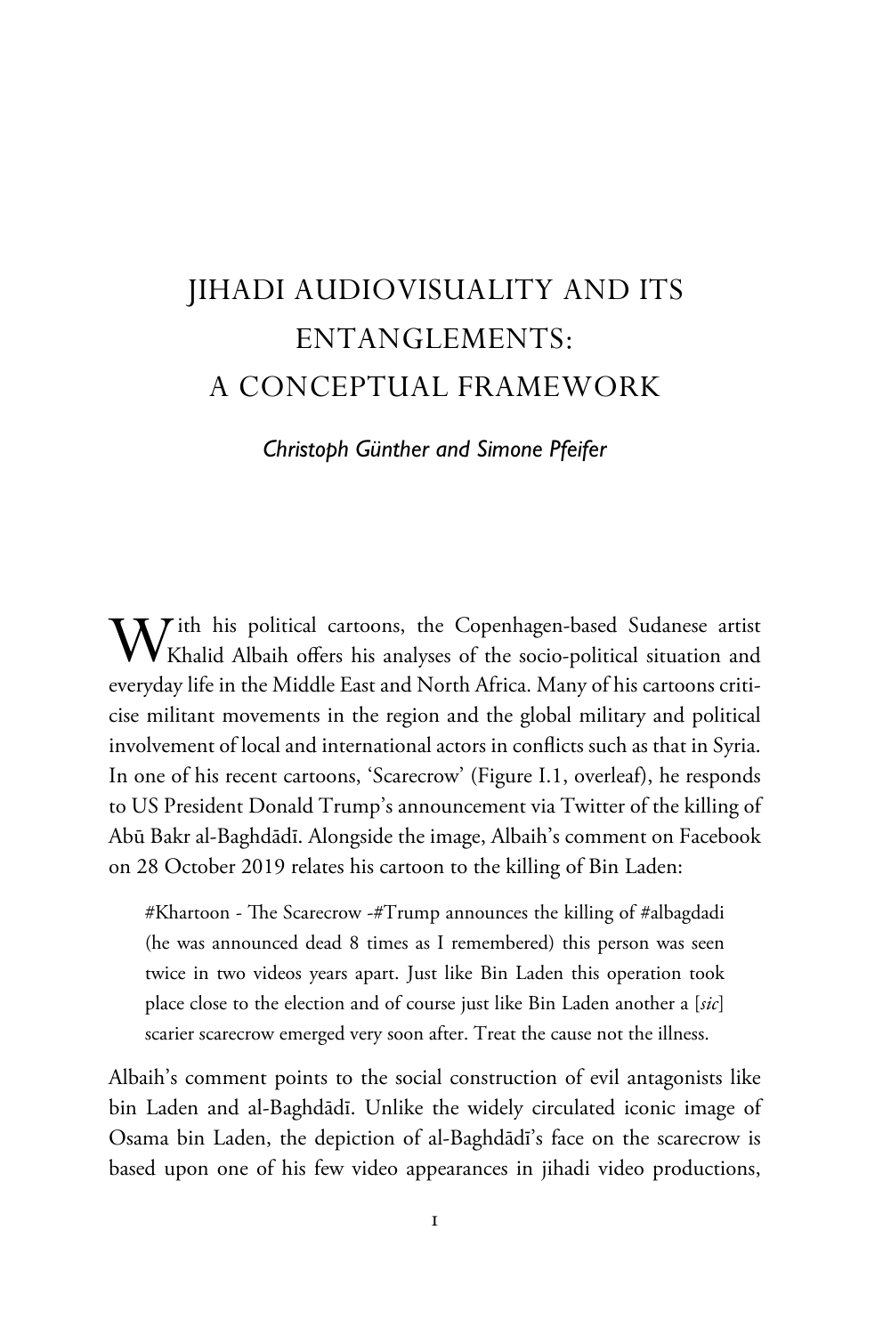# JIHADI AUDIOVISUALITY AND ITS ENTANGLEMENTS: A CONCEPTUAL FRAMEWORK

*Christoph Günther and Simone Pfeifer*

With his political cartoons, the Copenhagen-based Sudanese artist Khalid Albaih offers his analyses of the socio-political situation and everyday life in the Middle East and North Africa. Many of his cartoons criticise militant movements in the region and the global military and political involvement of local and international actors in conflicts such as that in Syria. In one of his recent cartoons, 'Scarecrow' (Figure I.1, overleaf), he responds to US President Donald Trump's announcement via Twitter of the killing of Abū Bakr al-Baghdādī. Alongside the image, Albaih's comment on Facebook on 28 October 2019 relates his cartoon to the killing of Bin Laden:

> #Khartoon - The Scarecrow -#Trump announces the killing of #albagdadi (he was announced dead 8 times as I remembered) this person was seen twice in two videos years apart. Just like Bin Laden this operation took place close to the election and of course just like Bin Laden another a [*sic*] scarier scarecrow emerged very soon after. Treat the cause not the illness.

Albaih's comment points to the social construction of evil antagonists like bin Laden and al-Baghdādī. Unlike the widely circulated iconic image of Osama bin Laden, the depiction of al-Baghdādī's face on the scarecrow is based upon one of his few video appearances in jihadi video productions,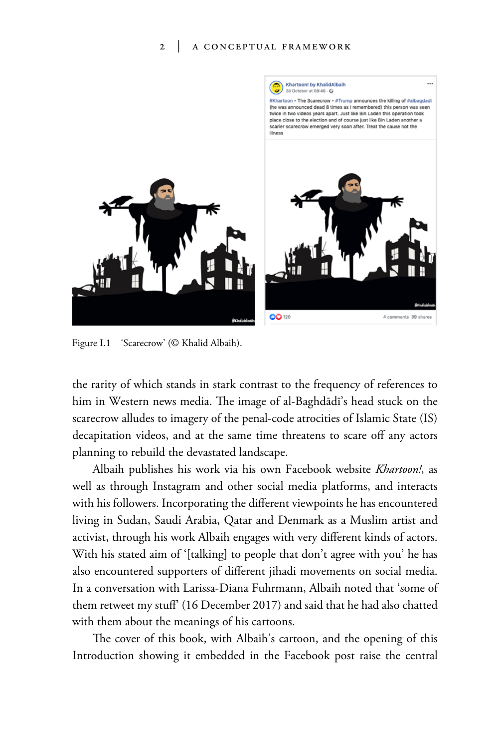Figure I.1 ‘Scarecrow’ (© Khalid Albaih).

the rarity of which stands in stark contrast to the frequency of references to him in Western news media. The image of al-Baghdādī’s head stuck on the scarecrow alludes to imagery of the penal-code atrocities of Islamic State (IS) decapitation videos, and at the same time threatens to scare off any actors planning to rebuild the devastated landscape.

Albaih publishes his work via his own Facebook website *Khartoon!*, as well as through Instagram and other social media platforms, and interacts with his followers. Incorporating the different viewpoints he has encountered living in Sudan, Saudi Arabia, Qatar and Denmark as a Muslim artist and activist, through his work Albaih engages with very different kinds of actors. With his stated aim of ‘[talking] to people that don’t agree with you’ he has also encountered supporters of different jihadi movements on social media. In a conversation with Larissa-Diana Fuhrmann, Albaih noted that ‘some of them retweet my stuff’ (16 December 2017) and said that he had also chatted with them about the meanings of his cartoons.

The cover of this book, with Albaih’s cartoon, and the opening of this Introduction showing it embedded in the Facebook post raise the central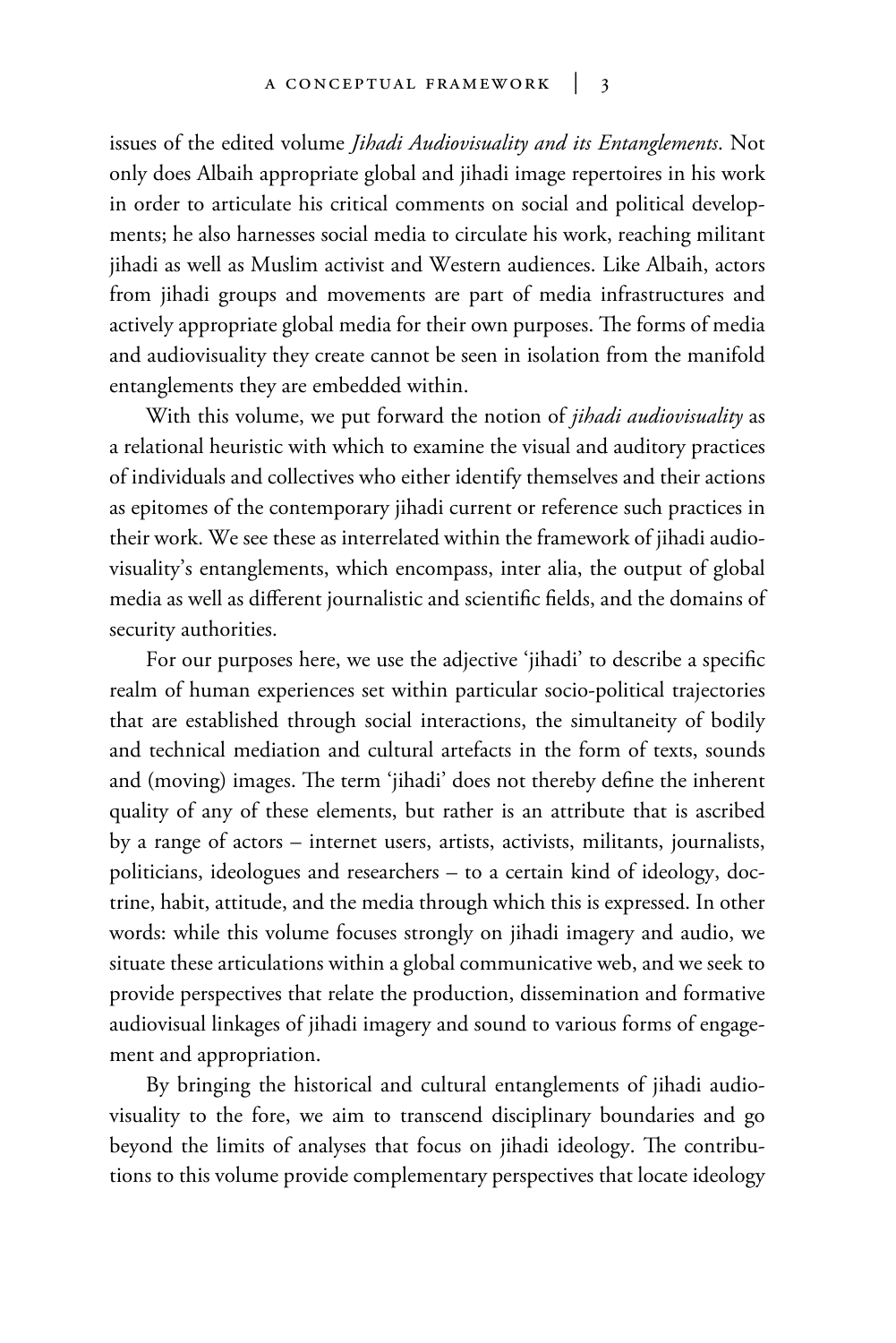issues of the edited volume *Jihadi Audiovisuality and its Entanglements*. Not only does Albaih appropriate global and jihadi image repertoires in his work in order to articulate his critical comments on social and political developments; he also harnesses social media to circulate his work, reaching militant jihadi as well as Muslim activist and Western audiences. Like Albaih, actors from jihadi groups and movements are part of media infrastructures and actively appropriate global media for their own purposes. The forms of media and audiovisuality they create cannot be seen in isolation from the manifold entanglements they are embedded within.

With this volume, we put forward the notion of *jihadi audiovisuality* as a relational heuristic with which to examine the visual and auditory practices of individuals and collectives who either identify themselves and their actions as epitomes of the contemporary jihadi current or reference such practices in their work. We see these as interrelated within the framework of jihadi audiovisuality's entanglements, which encompass, inter alia, the output of global media as well as different journalistic and scientific fields, and the domains of security authorities.

For our purposes here, we use the adjective 'jihadi' to describe a specific realm of human experiences set within particular socio-political trajectories that are established through social interactions, the simultaneity of bodily and technical mediation and cultural artefacts in the form of texts, sounds and (moving) images. The term 'jihadi' does not thereby define the inherent quality of any of these elements, but rather is an attribute that is ascribed by a range of actors – internet users, artists, activists, militants, journalists, politicians, ideologues and researchers – to a certain kind of ideology, doctrine, habit, attitude, and the media through which this is expressed. In other words: while this volume focuses strongly on jihadi imagery and audio, we situate these articulations within a global communicative web, and we seek to provide perspectives that relate the production, dissemination and formative audiovisual linkages of jihadi imagery and sound to various forms of engagement and appropriation.

By bringing the historical and cultural entanglements of jihadi audiovisuality to the fore, we aim to transcend disciplinary boundaries and go beyond the limits of analyses that focus on jihadi ideology. The contributions to this volume provide complementary perspectives that locate ideology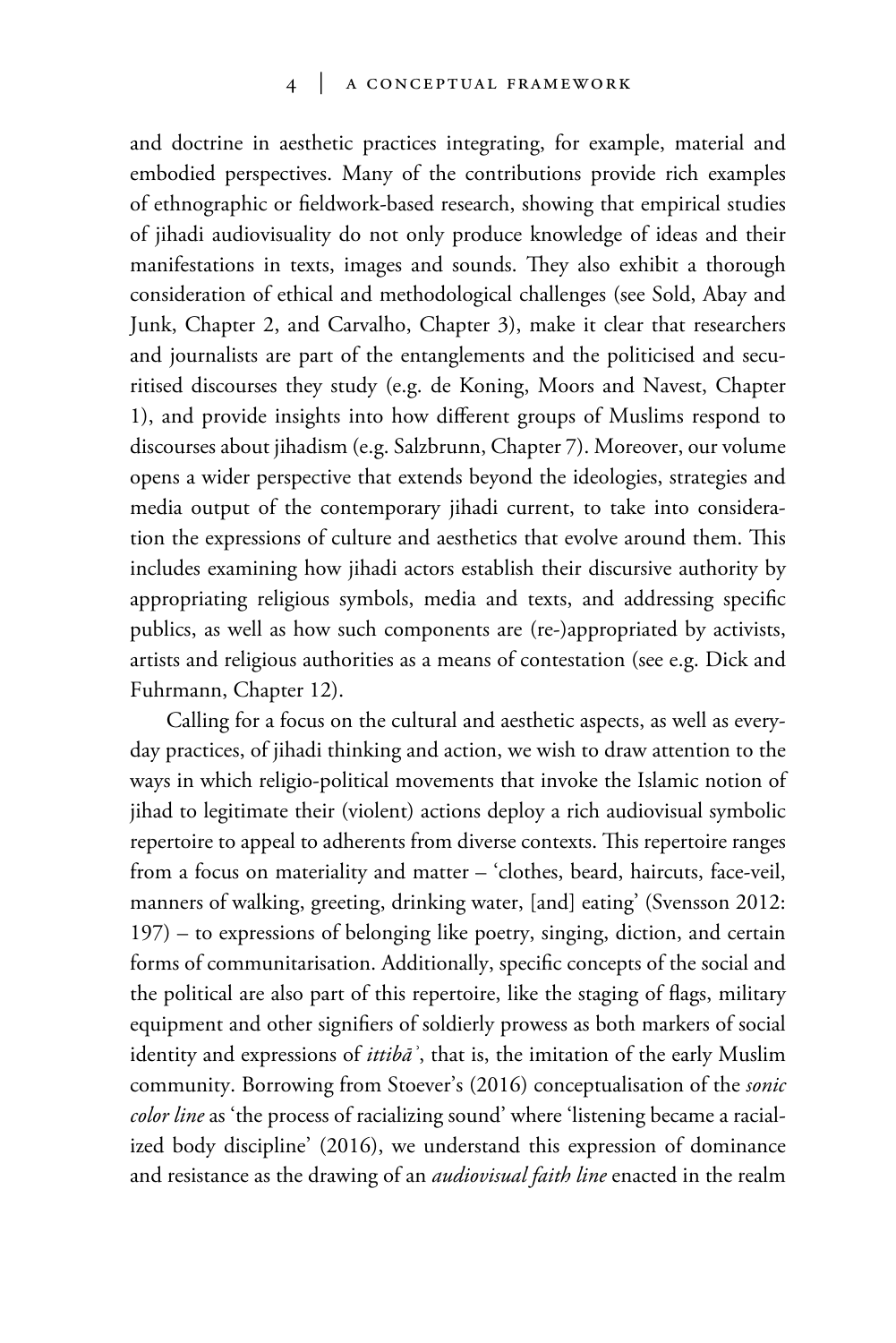and doctrine in aesthetic practices integrating, for example, material and embodied perspectives. Many of the contributions provide rich examples of ethnographic or fieldwork-based research, showing that empirical studies of jihadi audiovisuality do not only produce knowledge of ideas and their manifestations in texts, images and sounds. They also exhibit a thorough consideration of ethical and methodological challenges (see Sold, Abay and Junk, Chapter 2, and Carvalho, Chapter 3), make it clear that researchers and journalists are part of the entanglements and the politicised and securitised discourses they study (e.g. de Koning, Moors and Navest, Chapter 1), and provide insights into how different groups of Muslims respond to discourses about jihadism (e.g. Salzbrunn, Chapter 7). Moreover, our volume opens a wider perspective that extends beyond the ideologies, strategies and media output of the contemporary jihadi current, to take into consideration the expressions of culture and aesthetics that evolve around them. This includes examining how jihadi actors establish their discursive authority by appropriating religious symbols, media and texts, and addressing specific publics, as well as how such components are (re-)appropriated by activists, artists and religious authorities as a means of contestation (see e.g. Dick and Fuhrmann, Chapter 12).

Calling for a focus on the cultural and aesthetic aspects, as well as everyday practices, of jihadi thinking and action, we wish to draw attention to the ways in which religio-political movements that invoke the Islamic notion of jihad to legitimate their (violent) actions deploy a rich audiovisual symbolic repertoire to appeal to adherents from diverse contexts. This repertoire ranges from a focus on materiality and matter – 'clothes, beard, haircuts, face-veil, manners of walking, greeting, drinking water, [and] eating' (Svensson 2012: 197) – to expressions of belonging like poetry, singing, diction, and certain forms of communitarisation. Additionally, specific concepts of the social and the political are also part of this repertoire, like the staging of flags, military equipment and other signifiers of soldierly prowess as both markers of social identity and expressions of *ittibāʾ*, that is, the imitation of the early Muslim community. Borrowing from Stoever's (2016) conceptualisation of the *sonic color line* as 'the process of racializing sound' where 'listening became a racialized body discipline' (2016), we understand this expression of dominance and resistance as the drawing of an *audiovisual faith line* enacted in the realm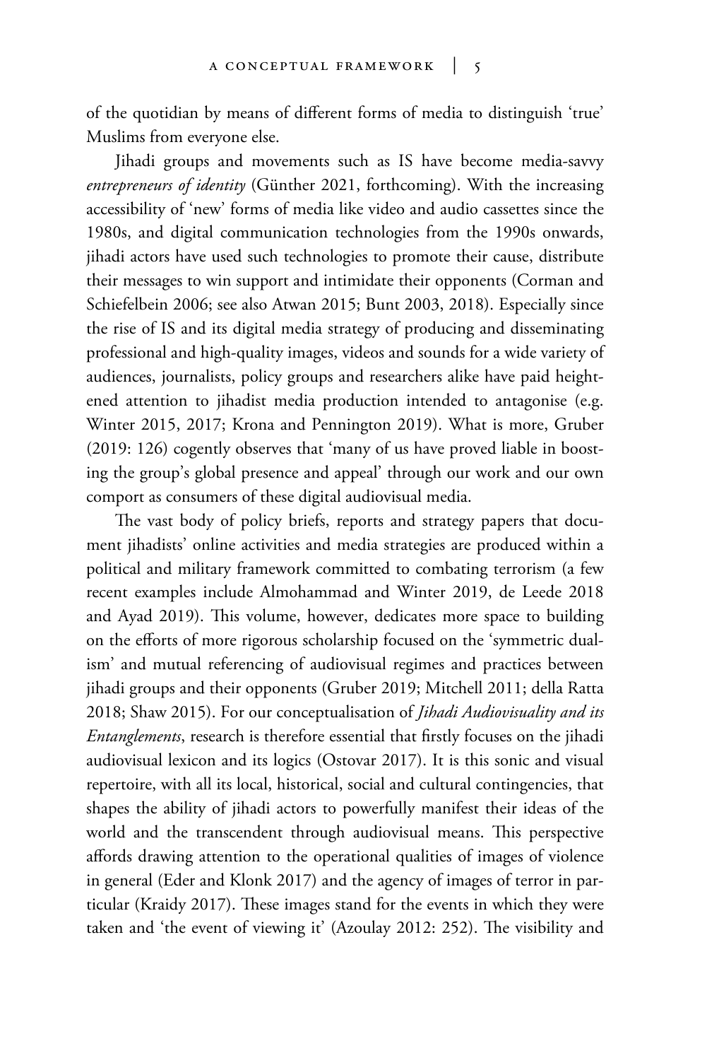of the quotidian by means of different forms of media to distinguish 'true' Muslims from everyone else.

Jihadi groups and movements such as IS have become media-savvy *entrepreneurs of identity* (Günther 2021, forthcoming). With the increasing accessibility of 'new' forms of media like video and audio cassettes since the 1980s, and digital communication technologies from the 1990s onwards, jihadi actors have used such technologies to promote their cause, distribute their messages to win support and intimidate their opponents (Corman and Schiefelbein 2006; see also Atwan 2015; Bunt 2003, 2018). Especially since the rise of IS and its digital media strategy of producing and disseminating professional and high-quality images, videos and sounds for a wide variety of audiences, journalists, policy groups and researchers alike have paid heightened attention to jihadist media production intended to antagonise (e.g. Winter 2015, 2017; Krona and Pennington 2019). What is more, Gruber (2019: 126) cogently observes that 'many of us have proved liable in boosting the group's global presence and appeal' through our work and our own comport as consumers of these digital audiovisual media.

The vast body of policy briefs, reports and strategy papers that document jihadists' online activities and media strategies are produced within a political and military framework committed to combating terrorism (a few recent examples include Almohammad and Winter 2019, de Leede 2018 and Ayad 2019). This volume, however, dedicates more space to building on the efforts of more rigorous scholarship focused on the 'symmetric dualism' and mutual referencing of audiovisual regimes and practices between jihadi groups and their opponents (Gruber 2019; Mitchell 2011; della Ratta 2018; Shaw 2015). For our conceptualisation of *Jihadi Audiovisuality and its Entanglements*, research is therefore essential that firstly focuses on the jihadi audiovisual lexicon and its logics (Ostovar 2017). It is this sonic and visual repertoire, with all its local, historical, social and cultural contingencies, that shapes the ability of jihadi actors to powerfully manifest their ideas of the world and the transcendent through audiovisual means. This perspective affords drawing attention to the operational qualities of images of violence in general (Eder and Klonk 2017) and the agency of images of terror in particular (Kraidy 2017). These images stand for the events in which they were taken and 'the event of viewing it' (Azoulay 2012: 252). The visibility and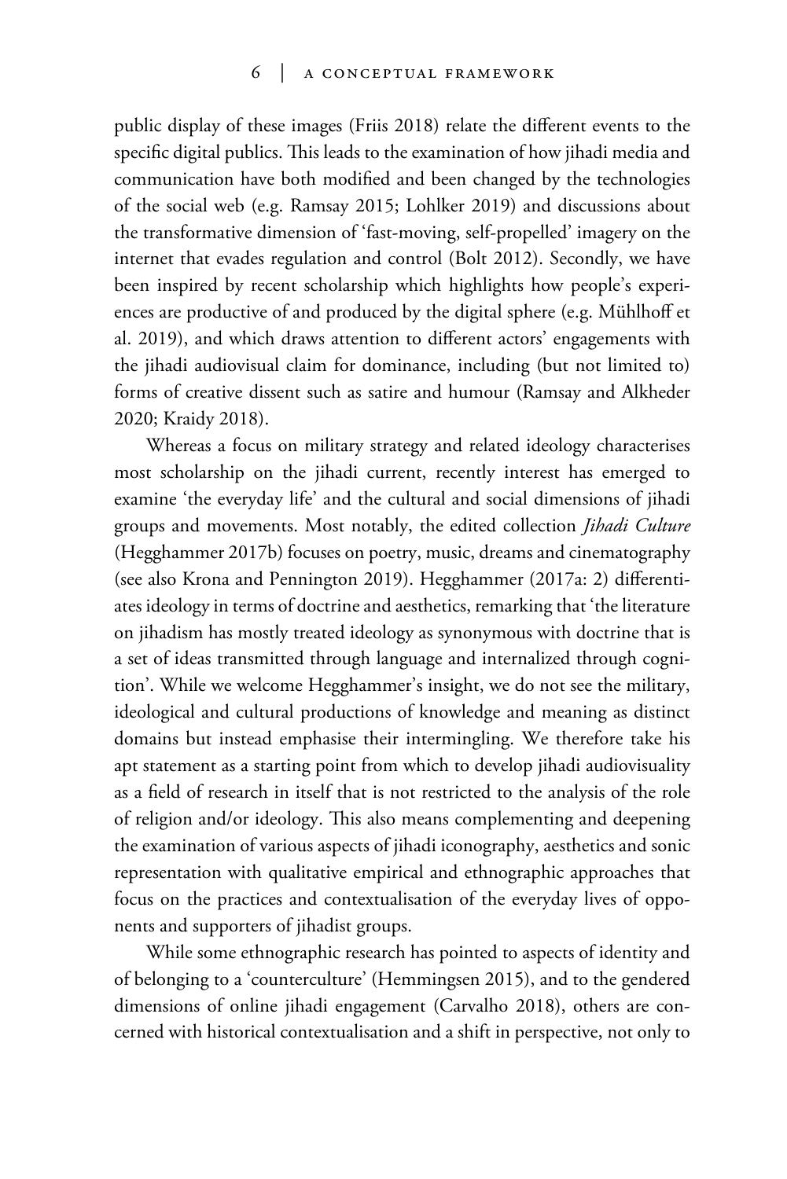public display of these images (Friis 2018) relate the different events to the specific digital publics. This leads to the examination of how jihadi media and communication have both modified and been changed by the technologies of the social web (e.g. Ramsay 2015; Lohlker 2019) and discussions about the transformative dimension of 'fast-moving, self-propelled' imagery on the internet that evades regulation and control (Bolt 2012). Secondly, we have been inspired by recent scholarship which highlights how people's experiences are productive of and produced by the digital sphere (e.g. Mühlhoff et al. 2019), and which draws attention to different actors' engagements with the jihadi audiovisual claim for dominance, including (but not limited to) forms of creative dissent such as satire and humour (Ramsay and Alkheder 2020; Kraidy 2018).

Whereas a focus on military strategy and related ideology characterises most scholarship on the jihadi current, recently interest has emerged to examine 'the everyday life' and the cultural and social dimensions of jihadi groups and movements. Most notably, the edited collection *Jihadi Culture* (Hegghammer 2017b) focuses on poetry, music, dreams and cinematography (see also Krona and Pennington 2019). Hegghammer (2017a: 2) differentiates ideology in terms of doctrine and aesthetics, remarking that 'the literature on jihadism has mostly treated ideology as synonymous with doctrine that is a set of ideas transmitted through language and internalized through cognition'. While we welcome Hegghammer's insight, we do not see the military, ideological and cultural productions of knowledge and meaning as distinct domains but instead emphasise their intermingling. We therefore take his apt statement as a starting point from which to develop jihadi audiovisuality as a field of research in itself that is not restricted to the analysis of the role of religion and/or ideology. This also means complementing and deepening the examination of various aspects of jihadi iconography, aesthetics and sonic representation with qualitative empirical and ethnographic approaches that focus on the practices and contextualisation of the everyday lives of opponents and supporters of jihadist groups.

While some ethnographic research has pointed to aspects of identity and of belonging to a 'counterculture' (Hemmingsen 2015), and to the gendered dimensions of online jihadi engagement (Carvalho 2018), others are concerned with historical contextualisation and a shift in perspective, not only to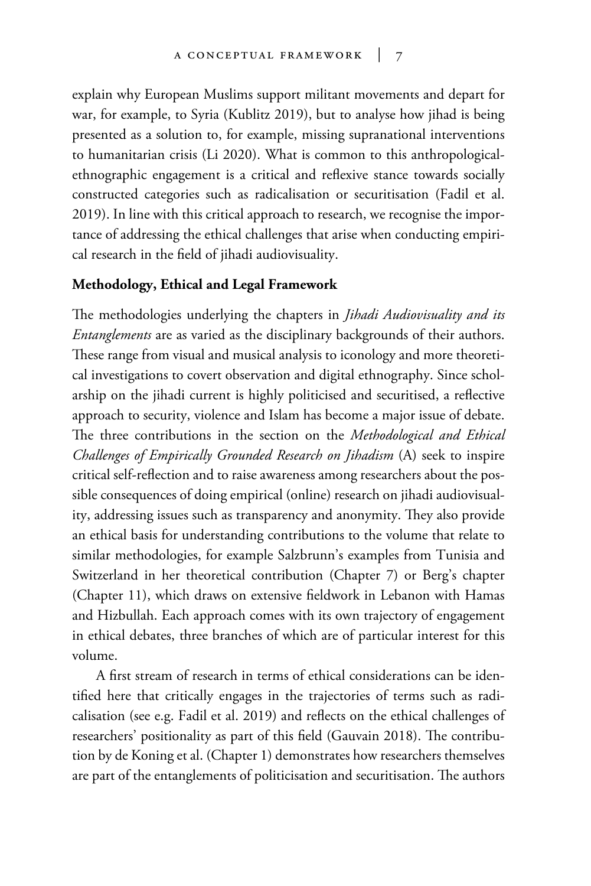explain why European Muslims support militant movements and depart for war, for example, to Syria (Kublitz 2019), but to analyse how jihad is being presented as a solution to, for example, missing supranational interventions to humanitarian crisis (Li 2020). What is common to this anthropological-ethnographic engagement is a critical and reflexive stance towards socially constructed categories such as radicalisation or securitisation (Fadil et al. 2019). In line with this critical approach to research, we recognise the importance of addressing the ethical challenges that arise when conducting empirical research in the field of jihadi audiovisuality.

**Methodology, Ethical and Legal Framework**

The methodologies underlying the chapters in *Jihadi Audiovisuality and its Entanglements* are as varied as the disciplinary backgrounds of their authors. These range from visual and musical analysis to iconology and more theoretical investigations to covert observation and digital ethnography. Since scholarship on the jihadi current is highly politicised and securitised, a reflective approach to security, violence and Islam has become a major issue of debate. The three contributions in the section on the *Methodological and Ethical Challenges of Empirically Grounded Research on Jihadism* (A) seek to inspire critical self-reflection and to raise awareness among researchers about the possible consequences of doing empirical (online) research on jihadi audiovisuality, addressing issues such as transparency and anonymity. They also provide an ethical basis for understanding contributions to the volume that relate to similar methodologies, for example Salzbrunn's examples from Tunisia and Switzerland in her theoretical contribution (Chapter 7) or Berg's chapter (Chapter 11), which draws on extensive fieldwork in Lebanon with Hamas and Hizbullah. Each approach comes with its own trajectory of engagement in ethical debates, three branches of which are of particular interest for this volume.

A first stream of research in terms of ethical considerations can be identified here that critically engages in the trajectories of terms such as radicalisation (see e.g. Fadil et al. 2019) and reflects on the ethical challenges of researchers' positionality as part of this field (Gauvain 2018). The contribution by de Koning et al. (Chapter 1) demonstrates how researchers themselves are part of the entanglements of politicisation and securitisation. The authors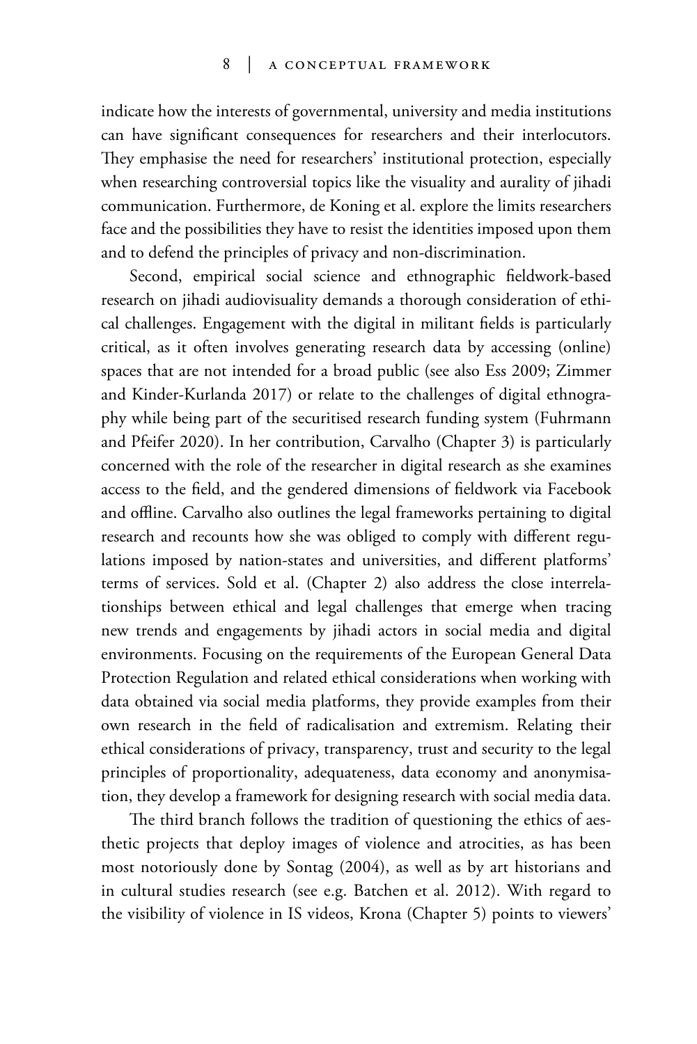indicate how the interests of governmental, university and media institutions can have significant consequences for researchers and their interlocutors. They emphasise the need for researchers' institutional protection, especially when researching controversial topics like the visuality and aurality of jihadi communication. Furthermore, de Koning et al. explore the limits researchers face and the possibilities they have to resist the identities imposed upon them and to defend the principles of privacy and non-discrimination.

Second, empirical social science and ethnographic fieldwork-based research on jihadi audiovisuality demands a thorough consideration of ethical challenges. Engagement with the digital in militant fields is particularly critical, as it often involves generating research data by accessing (online) spaces that are not intended for a broad public (see also Ess 2009; Zimmer and Kinder-Kurlanda 2017) or relate to the challenges of digital ethnography while being part of the securitised research funding system (Fuhrmann and Pfeifer 2020). In her contribution, Carvalho (Chapter 3) is particularly concerned with the role of the researcher in digital research as she examines access to the field, and the gendered dimensions of fieldwork via Facebook and offline. Carvalho also outlines the legal frameworks pertaining to digital research and recounts how she was obliged to comply with different regulations imposed by nation-states and universities, and different platforms' terms of services. Sold et al. (Chapter 2) also address the close interrelationships between ethical and legal challenges that emerge when tracing new trends and engagements by jihadi actors in social media and digital environments. Focusing on the requirements of the European General Data Protection Regulation and related ethical considerations when working with data obtained via social media platforms, they provide examples from their own research in the field of radicalisation and extremism. Relating their ethical considerations of privacy, transparency, trust and security to the legal principles of proportionality, adequateness, data economy and anonymisation, they develop a framework for designing research with social media data.

The third branch follows the tradition of questioning the ethics of aesthetic projects that deploy images of violence and atrocities, as has been most notoriously done by Sontag (2004), as well as by art historians and in cultural studies research (see e.g. Batchen et al. 2012). With regard to the visibility of violence in IS videos, Krona (Chapter 5) points to viewers'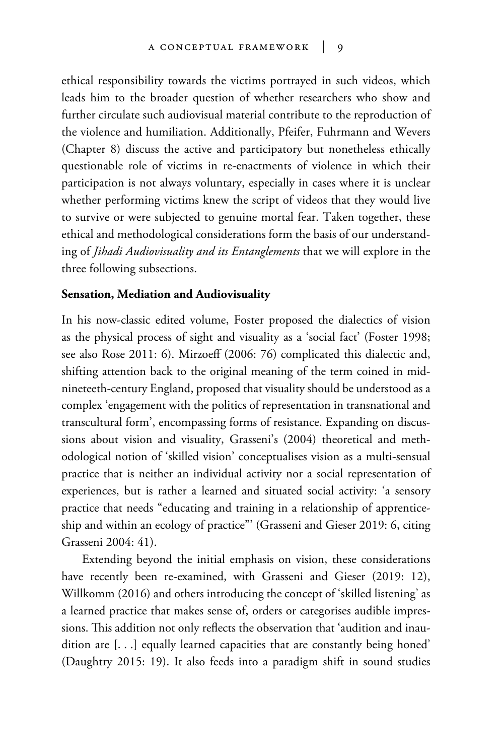ethical responsibility towards the victims portrayed in such videos, which leads him to the broader question of whether researchers who show and further circulate such audiovisual material contribute to the reproduction of the violence and humiliation. Additionally, Pfeifer, Fuhrmann and Wevers (Chapter 8) discuss the active and participatory but nonetheless ethically questionable role of victims in re-enactments of violence in which their participation is not always voluntary, especially in cases where it is unclear whether performing victims knew the script of videos that they would live to survive or were subjected to genuine mortal fear. Taken together, these ethical and methodological considerations form the basis of our understanding of *Jihadi Audiovisuality and its Entanglements* that we will explore in the three following subsections.

### Sensation, Mediation and Audiovisuality

In his now-classic edited volume, Foster proposed the dialectics of vision as the physical process of sight and visuality as a 'social fact' (Foster 1998; see also Rose 2011: 6). Mirzoeff (2006: 76) complicated this dialectic and, shifting attention back to the original meaning of the term coined in mid-nineteeth-century England, proposed that visuality should be understood as a complex 'engagement with the politics of representation in transnational and transcultural form', encompassing forms of resistance. Expanding on discussions about vision and visuality, Grasseni's (2004) theoretical and methodological notion of 'skilled vision' conceptualises vision as a multi-sensual practice that is neither an individual activity nor a social representation of experiences, but is rather a learned and situated social activity: 'a sensory practice that needs "educating and training in a relationship of apprenticeship and within an ecology of practice"' (Grasseni and Gieser 2019: 6, citing Grasseni 2004: 41).

Extending beyond the initial emphasis on vision, these considerations have recently been re-examined, with Grasseni and Gieser (2019: 12), Willkomm (2016) and others introducing the concept of 'skilled listening' as a learned practice that makes sense of, orders or categorises audible impressions. This addition not only reflects the observation that 'audition and inaudition are [. . .] equally learned capacities that are constantly being honed' (Daughtry 2015: 19). It also feeds into a paradigm shift in sound studies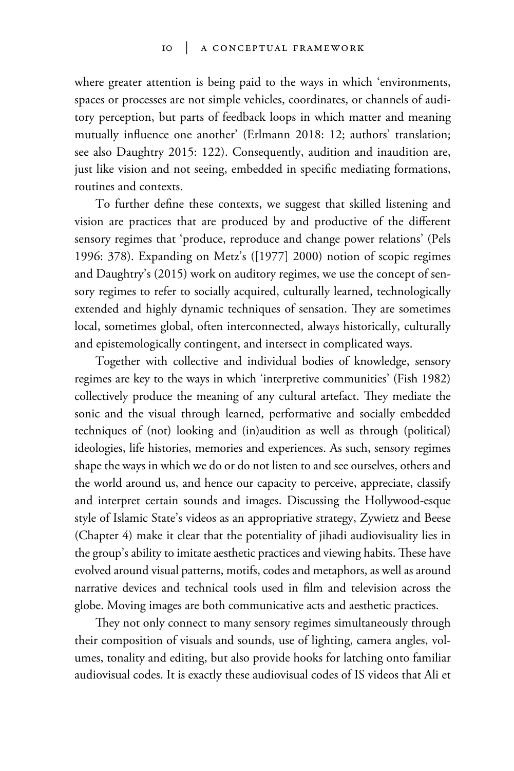where greater attention is being paid to the ways in which 'environments, spaces or processes are not simple vehicles, coordinates, or channels of auditory perception, but parts of feedback loops in which matter and meaning mutually influence one another' (Erlmann 2018: 12; authors' translation; see also Daughtry 2015: 122). Consequently, audition and inaudition are, just like vision and not seeing, embedded in specific mediating formations, routines and contexts.

To further define these contexts, we suggest that skilled listening and vision are practices that are produced by and productive of the different sensory regimes that 'produce, reproduce and change power relations' (Pels 1996: 378). Expanding on Metz's ([1977] 2000) notion of scopic regimes and Daughtry's (2015) work on auditory regimes, we use the concept of sensory regimes to refer to socially acquired, culturally learned, technologically extended and highly dynamic techniques of sensation. They are sometimes local, sometimes global, often interconnected, always historically, culturally and epistemologically contingent, and intersect in complicated ways.

Together with collective and individual bodies of knowledge, sensory regimes are key to the ways in which 'interpretive communities' (Fish 1982) collectively produce the meaning of any cultural artefact. They mediate the sonic and the visual through learned, performative and socially embedded techniques of (not) looking and (in)audition as well as through (political) ideologies, life histories, memories and experiences. As such, sensory regimes shape the ways in which we do or do not listen to and see ourselves, others and the world around us, and hence our capacity to perceive, appreciate, classify and interpret certain sounds and images. Discussing the Hollywood-esque style of Islamic State's videos as an appropriative strategy, Zywietz and Beese (Chapter 4) make it clear that the potentiality of jihadi audiovisuality lies in the group's ability to imitate aesthetic practices and viewing habits. These have evolved around visual patterns, motifs, codes and metaphors, as well as around narrative devices and technical tools used in film and television across the globe. Moving images are both communicative acts and aesthetic practices.

They not only connect to many sensory regimes simultaneously through their composition of visuals and sounds, use of lighting, camera angles, volumes, tonality and editing, but also provide hooks for latching onto familiar audiovisual codes. It is exactly these audiovisual codes of IS videos that Ali et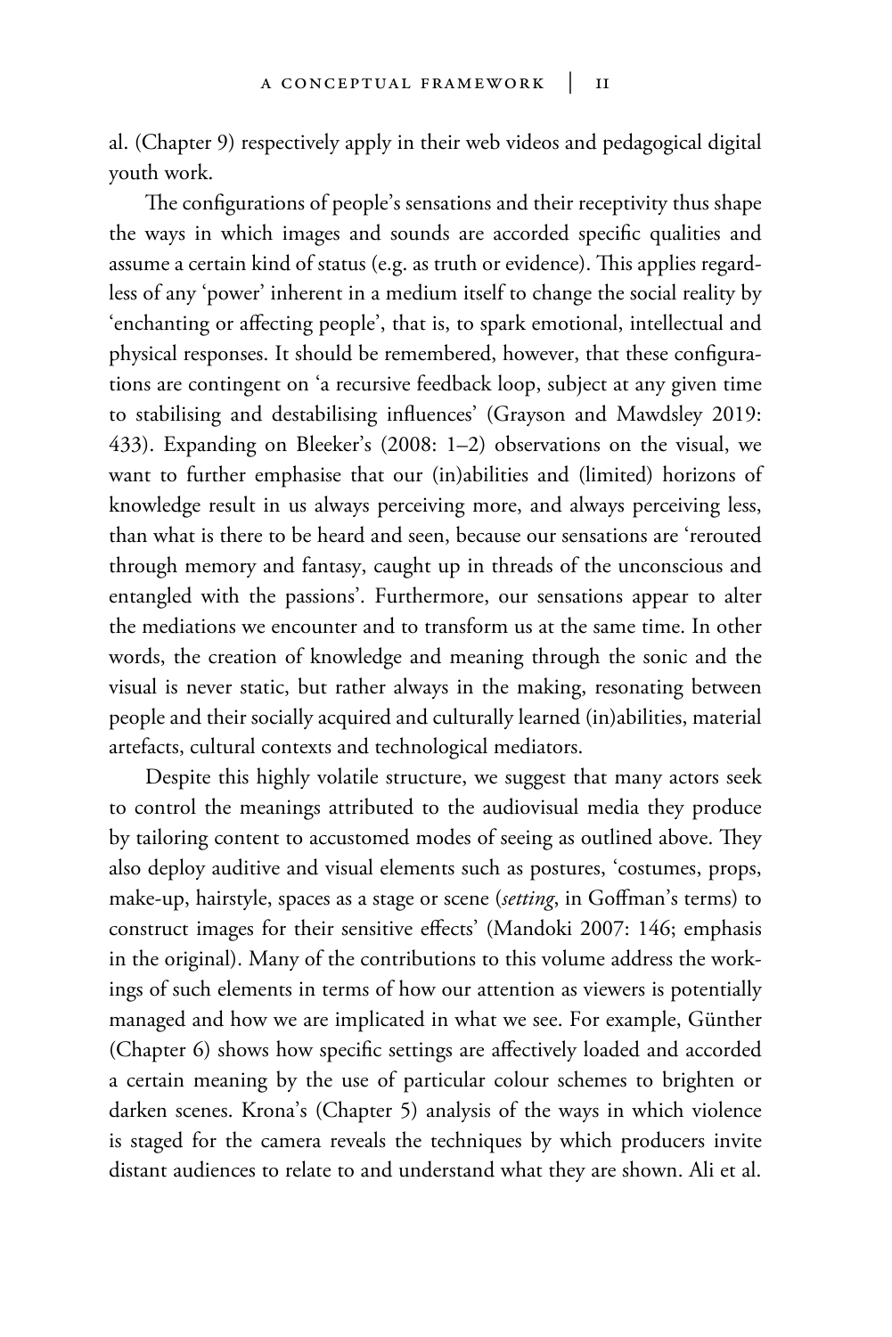al. (Chapter 9) respectively apply in their web videos and pedagogical digital youth work.

The configurations of people's sensations and their receptivity thus shape the ways in which images and sounds are accorded specific qualities and assume a certain kind of status (e.g. as truth or evidence). This applies regardless of any 'power' inherent in a medium itself to change the social reality by 'enchanting or affecting people', that is, to spark emotional, intellectual and physical responses. It should be remembered, however, that these configurations are contingent on 'a recursive feedback loop, subject at any given time to stabilising and destabilising influences' (Grayson and Mawdsley 2019: 433). Expanding on Bleeker's (2008: 1–2) observations on the visual, we want to further emphasise that our (in)abilities and (limited) horizons of knowledge result in us always perceiving more, and always perceiving less, than what is there to be heard and seen, because our sensations are 'rerouted through memory and fantasy, caught up in threads of the unconscious and entangled with the passions'. Furthermore, our sensations appear to alter the mediations we encounter and to transform us at the same time. In other words, the creation of knowledge and meaning through the sonic and the visual is never static, but rather always in the making, resonating between people and their socially acquired and culturally learned (in)abilities, material artefacts, cultural contexts and technological mediators.

Despite this highly volatile structure, we suggest that many actors seek to control the meanings attributed to the audiovisual media they produce by tailoring content to accustomed modes of seeing as outlined above. They also deploy auditive and visual elements such as postures, 'costumes, props, make-up, hairstyle, spaces as a stage or scene (*setting*, in Goffman's terms) to construct images for their sensitive effects' (Mandoki 2007: 146; emphasis in the original). Many of the contributions to this volume address the workings of such elements in terms of how our attention as viewers is potentially managed and how we are implicated in what we see. For example, Günther (Chapter 6) shows how specific settings are affectively loaded and accorded a certain meaning by the use of particular colour schemes to brighten or darken scenes. Krona's (Chapter 5) analysis of the ways in which violence is staged for the camera reveals the techniques by which producers invite distant audiences to relate to and understand what they are shown. Ali et al.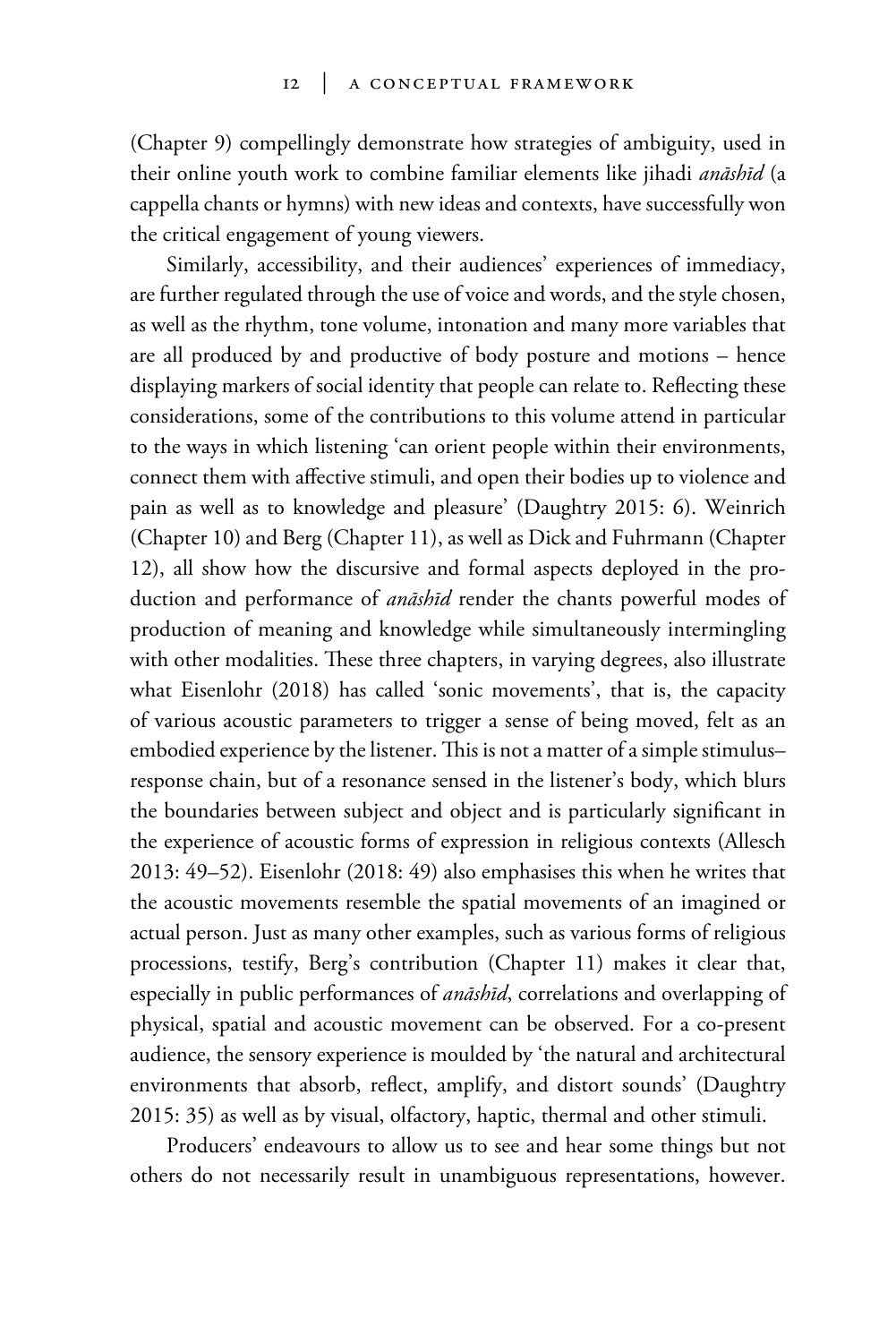(Chapter 9) compellingly demonstrate how strategies of ambiguity, used in their online youth work to combine familiar elements like jihadi *anāshīd* (a cappella chants or hymns) with new ideas and contexts, have successfully won the critical engagement of young viewers.

Similarly, accessibility, and their audiences' experiences of immediacy, are further regulated through the use of voice and words, and the style chosen, as well as the rhythm, tone volume, intonation and many more variables that are all produced by and productive of body posture and motions – hence displaying markers of social identity that people can relate to. Reflecting these considerations, some of the contributions to this volume attend in particular to the ways in which listening 'can orient people within their environments, connect them with affective stimuli, and open their bodies up to violence and pain as well as to knowledge and pleasure' (Daughtry 2015: 6). Weinrich (Chapter 10) and Berg (Chapter 11), as well as Dick and Fuhrmann (Chapter 12), all show how the discursive and formal aspects deployed in the production and performance of *anāshīd* render the chants powerful modes of production of meaning and knowledge while simultaneously intermingling with other modalities. These three chapters, in varying degrees, also illustrate what Eisenlohr (2018) has called 'sonic movements', that is, the capacity of various acoustic parameters to trigger a sense of being moved, felt as an embodied experience by the listener. This is not a matter of a simple stimulus–response chain, but of a resonance sensed in the listener's body, which blurs the boundaries between subject and object and is particularly significant in the experience of acoustic forms of expression in religious contexts (Allesch 2013: 49–52). Eisenlohr (2018: 49) also emphasises this when he writes that the acoustic movements resemble the spatial movements of an imagined or actual person. Just as many other examples, such as various forms of religious processions, testify, Berg's contribution (Chapter 11) makes it clear that, especially in public performances of *anāshīd*, correlations and overlapping of physical, spatial and acoustic movement can be observed. For a co-present audience, the sensory experience is moulded by 'the natural and architectural environments that absorb, reflect, amplify, and distort sounds' (Daughtry 2015: 35) as well as by visual, olfactory, haptic, thermal and other stimuli.

Producers' endeavours to allow us to see and hear some things but not others do not necessarily result in unambiguous representations, however.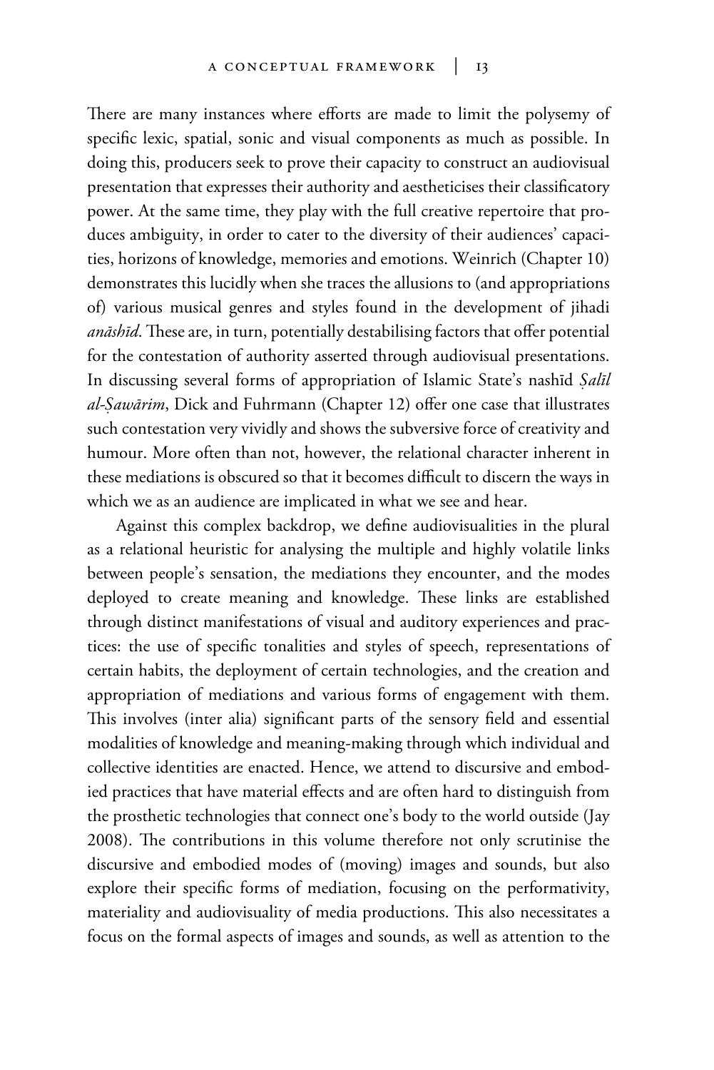There are many instances where efforts are made to limit the polysemy of specific lexic, spatial, sonic and visual components as much as possible. In doing this, producers seek to prove their capacity to construct an audiovisual presentation that expresses their authority and aestheticises their classificatory power. At the same time, they play with the full creative repertoire that produces ambiguity, in order to cater to the diversity of their audiences' capacities, horizons of knowledge, memories and emotions. Weinrich (Chapter 10) demonstrates this lucidly when she traces the allusions to (and appropriations of) various musical genres and styles found in the development of jihadi *anāshīd*. These are, in turn, potentially destabilising factors that offer potential for the contestation of authority asserted through audiovisual presentations. In discussing several forms of appropriation of Islamic State's nashīd *Ṣalīl al-Ṣawārim*, Dick and Fuhrmann (Chapter 12) offer one case that illustrates such contestation very vividly and shows the subversive force of creativity and humour. More often than not, however, the relational character inherent in these mediations is obscured so that it becomes difficult to discern the ways in which we as an audience are implicated in what we see and hear.

Against this complex backdrop, we define audiovisualities in the plural as a relational heuristic for analysing the multiple and highly volatile links between people's sensation, the mediations they encounter, and the modes deployed to create meaning and knowledge. These links are established through distinct manifestations of visual and auditory experiences and practices: the use of specific tonalities and styles of speech, representations of certain habits, the deployment of certain technologies, and the creation and appropriation of mediations and various forms of engagement with them. This involves (inter alia) significant parts of the sensory field and essential modalities of knowledge and meaning-making through which individual and collective identities are enacted. Hence, we attend to discursive and embodied practices that have material effects and are often hard to distinguish from the prosthetic technologies that connect one's body to the world outside (Jay 2008). The contributions in this volume therefore not only scrutinise the discursive and embodied modes of (moving) images and sounds, but also explore their specific forms of mediation, focusing on the performativity, materiality and audiovisuality of media productions. This also necessitates a focus on the formal aspects of images and sounds, as well as attention to the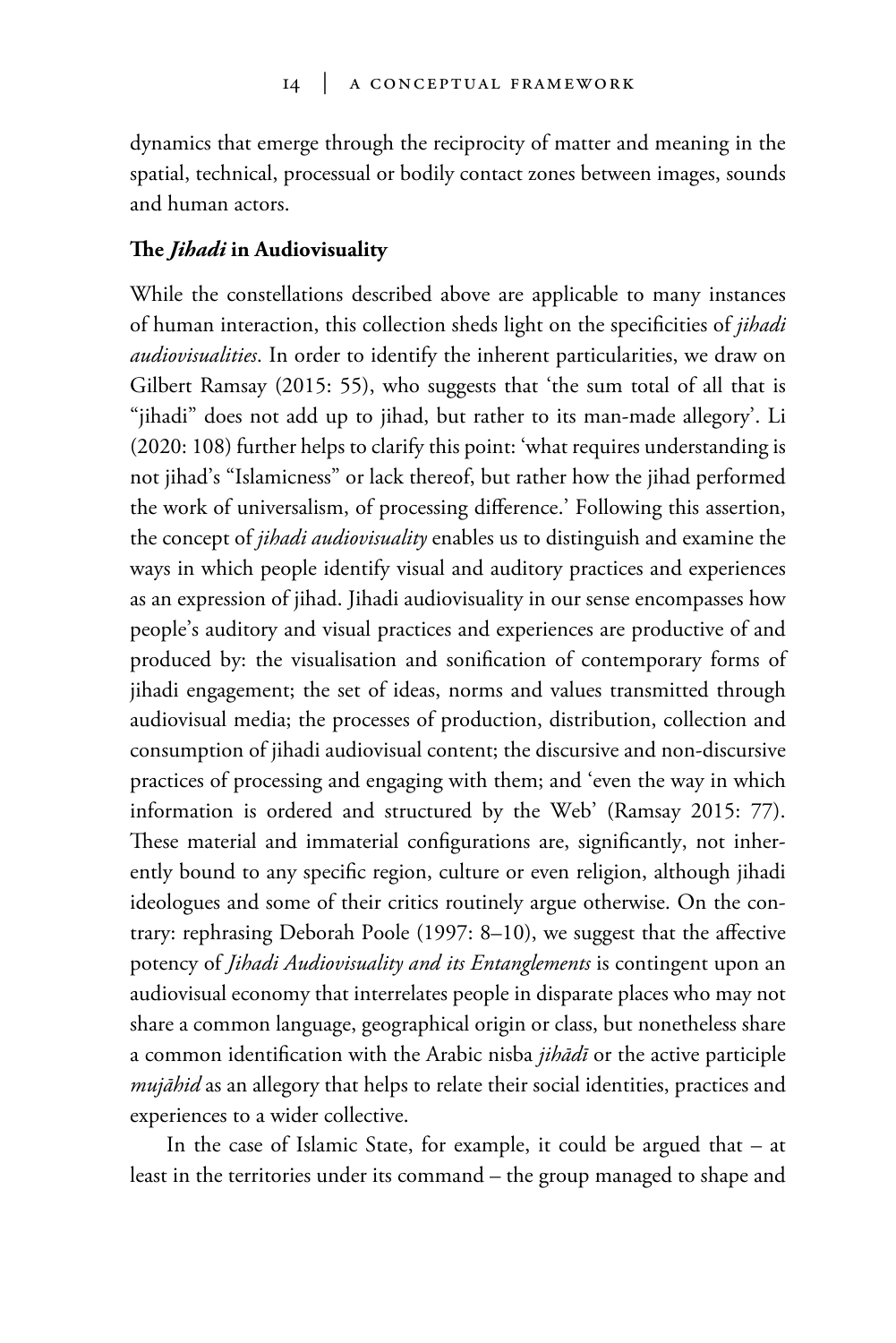dynamics that emerge through the reciprocity of matter and meaning in the spatial, technical, processual or bodily contact zones between images, sounds and human actors.

### The *Jihadi* in Audiovisuality

While the constellations described above are applicable to many instances of human interaction, this collection sheds light on the specificities of *jihadi audiovisualities*. In order to identify the inherent particularities, we draw on Gilbert Ramsay (2015: 55), who suggests that 'the sum total of all that is "jihadi" does not add up to jihad, but rather to its man-made allegory'. Li (2020: 108) further helps to clarify this point: 'what requires understanding is not jihad's "Islamicness" or lack thereof, but rather how the jihad performed the work of universalism, of processing difference.' Following this assertion, the concept of *jihadi audiovisuality* enables us to distinguish and examine the ways in which people identify visual and auditory practices and experiences as an expression of jihad. Jihadi audiovisuality in our sense encompasses how people's auditory and visual practices and experiences are productive of and produced by: the visualisation and sonification of contemporary forms of jihadi engagement; the set of ideas, norms and values transmitted through audiovisual media; the processes of production, distribution, collection and consumption of jihadi audiovisual content; the discursive and non-discursive practices of processing and engaging with them; and 'even the way in which information is ordered and structured by the Web' (Ramsay 2015: 77). These material and immaterial configurations are, significantly, not inherently bound to any specific region, culture or even religion, although jihadi ideologues and some of their critics routinely argue otherwise. On the contrary: rephrasing Deborah Poole (1997: 8–10), we suggest that the affective potency of *Jihadi Audiovisuality and its Entanglements* is contingent upon an audiovisual economy that interrelates people in disparate places who may not share a common language, geographical origin or class, but nonetheless share a common identification with the Arabic nisba *jihādī* or the active participle *mujāhid* as an allegory that helps to relate their social identities, practices and experiences to a wider collective.

In the case of Islamic State, for example, it could be argued that – at least in the territories under its command – the group managed to shape and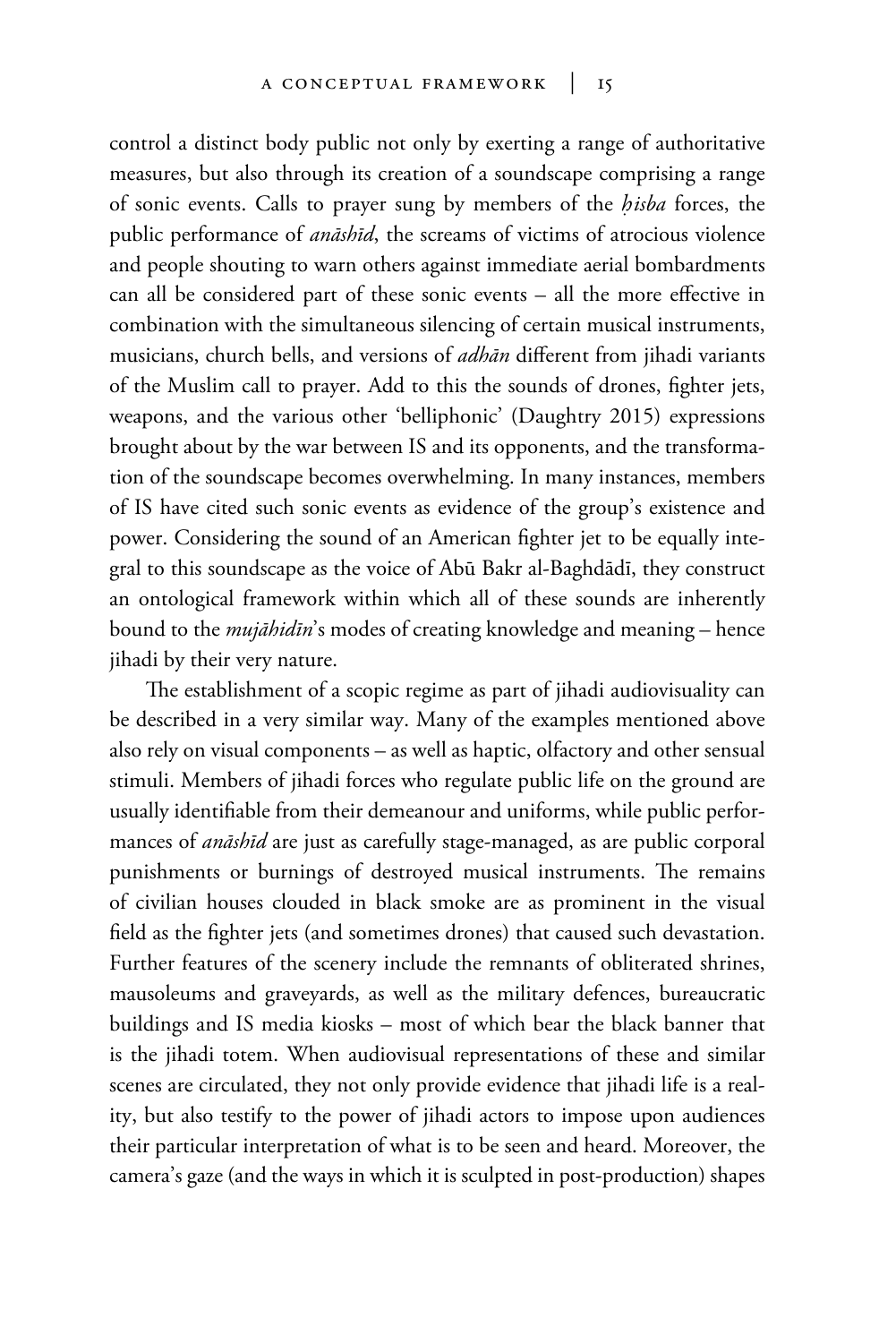control a distinct body public not only by exerting a range of authoritative measures, but also through its creation of a soundscape comprising a range of sonic events. Calls to prayer sung by members of the *ḥisba* forces, the public performance of *anāshīd*, the screams of victims of atrocious violence and people shouting to warn others against immediate aerial bombardments can all be considered part of these sonic events – all the more effective in combination with the simultaneous silencing of certain musical instruments, musicians, church bells, and versions of *adhān* different from jihadi variants of the Muslim call to prayer. Add to this the sounds of drones, fighter jets, weapons, and the various other 'belliphonic' (Daughtry 2015) expressions brought about by the war between IS and its opponents, and the transformation of the soundscape becomes overwhelming. In many instances, members of IS have cited such sonic events as evidence of the group's existence and power. Considering the sound of an American fighter jet to be equally integral to this soundscape as the voice of Abū Bakr al-Baghdādī, they construct an ontological framework within which all of these sounds are inherently bound to the *mujāhidīn*'s modes of creating knowledge and meaning – hence jihadi by their very nature.

The establishment of a scopic regime as part of jihadi audiovisuality can be described in a very similar way. Many of the examples mentioned above also rely on visual components – as well as haptic, olfactory and other sensual stimuli. Members of jihadi forces who regulate public life on the ground are usually identifiable from their demeanour and uniforms, while public performances of *anāshīd* are just as carefully stage-managed, as are public corporal punishments or burnings of destroyed musical instruments. The remains of civilian houses clouded in black smoke are as prominent in the visual field as the fighter jets (and sometimes drones) that caused such devastation. Further features of the scenery include the remnants of obliterated shrines, mausoleums and graveyards, as well as the military defences, bureaucratic buildings and IS media kiosks – most of which bear the black banner that is the jihadi totem. When audiovisual representations of these and similar scenes are circulated, they not only provide evidence that jihadi life is a reality, but also testify to the power of jihadi actors to impose upon audiences their particular interpretation of what is to be seen and heard. Moreover, the camera's gaze (and the ways in which it is sculpted in post-production) shapes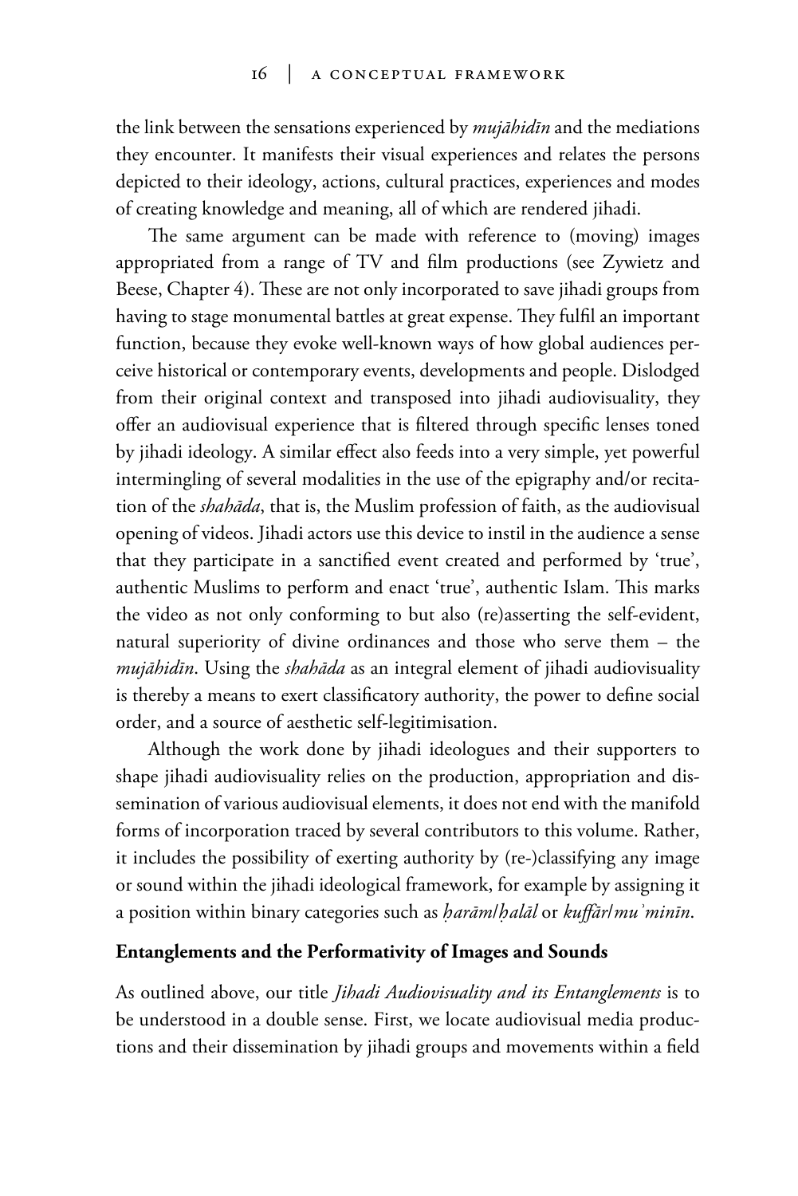the link between the sensations experienced by *mujāhidīn* and the mediations they encounter. It manifests their visual experiences and relates the persons depicted to their ideology, actions, cultural practices, experiences and modes of creating knowledge and meaning, all of which are rendered jihadi.

The same argument can be made with reference to (moving) images appropriated from a range of TV and film productions (see Zywietz and Beese, Chapter 4). These are not only incorporated to save jihadi groups from having to stage monumental battles at great expense. They fulfil an important function, because they evoke well-known ways of how global audiences perceive historical or contemporary events, developments and people. Dislodged from their original context and transposed into jihadi audiovisuality, they offer an audiovisual experience that is filtered through specific lenses toned by jihadi ideology. A similar effect also feeds into a very simple, yet powerful intermingling of several modalities in the use of the epigraphy and/or recitation of the *shahāda*, that is, the Muslim profession of faith, as the audiovisual opening of videos. Jihadi actors use this device to instil in the audience a sense that they participate in a sanctified event created and performed by 'true', authentic Muslims to perform and enact 'true', authentic Islam. This marks the video as not only conforming to but also (re)asserting the self-evident, natural superiority of divine ordinances and those who serve them – the *mujāhidīn*. Using the *shahāda* as an integral element of jihadi audiovisuality is thereby a means to exert classificatory authority, the power to define social order, and a source of aesthetic self-legitimisation.

Although the work done by jihadi ideologues and their supporters to shape jihadi audiovisuality relies on the production, appropriation and dissemination of various audiovisual elements, it does not end with the manifold forms of incorporation traced by several contributors to this volume. Rather, it includes the possibility of exerting authority by (re-)classifying any image or sound within the jihadi ideological framework, for example by assigning it a position within binary categories such as *ḥarām*/*ḥalāl* or *kuffār*/*muʾminīn*.

## Entanglements and the Performativity of Images and Sounds

As outlined above, our title *Jihadi Audiovisuality and its Entanglements* is to be understood in a double sense. First, we locate audiovisual media productions and their dissemination by jihadi groups and movements within a field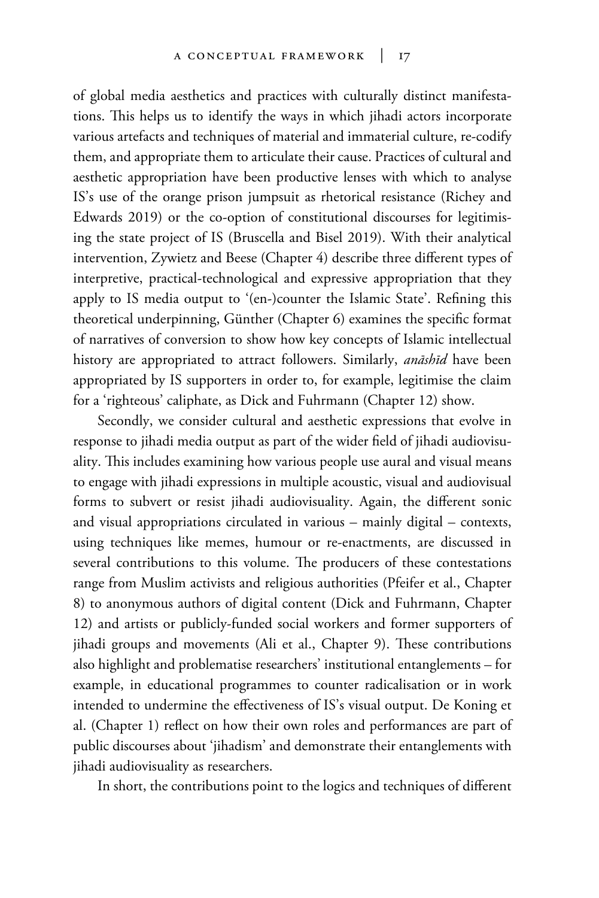of global media aesthetics and practices with culturally distinct manifestations. This helps us to identify the ways in which jihadi actors incorporate various artefacts and techniques of material and immaterial culture, re-codify them, and appropriate them to articulate their cause. Practices of cultural and aesthetic appropriation have been productive lenses with which to analyse IS's use of the orange prison jumpsuit as rhetorical resistance (Richey and Edwards 2019) or the co-option of constitutional discourses for legitimising the state project of IS (Bruscella and Bisel 2019). With their analytical intervention, Zywietz and Beese (Chapter 4) describe three different types of interpretive, practical-technological and expressive appropriation that they apply to IS media output to '(en-)counter the Islamic State'. Refining this theoretical underpinning, Günther (Chapter 6) examines the specific format of narratives of conversion to show how key concepts of Islamic intellectual history are appropriated to attract followers. Similarly, *anāshīd* have been appropriated by IS supporters in order to, for example, legitimise the claim for a 'righteous' caliphate, as Dick and Fuhrmann (Chapter 12) show.

Secondly, we consider cultural and aesthetic expressions that evolve in response to jihadi media output as part of the wider field of jihadi audiovisuality. This includes examining how various people use aural and visual means to engage with jihadi expressions in multiple acoustic, visual and audiovisual forms to subvert or resist jihadi audiovisuality. Again, the different sonic and visual appropriations circulated in various – mainly digital – contexts, using techniques like memes, humour or re-enactments, are discussed in several contributions to this volume. The producers of these contestations range from Muslim activists and religious authorities (Pfeifer et al., Chapter 8) to anonymous authors of digital content (Dick and Fuhrmann, Chapter 12) and artists or publicly-funded social workers and former supporters of jihadi groups and movements (Ali et al., Chapter 9). These contributions also highlight and problematise researchers' institutional entanglements – for example, in educational programmes to counter radicalisation or in work intended to undermine the effectiveness of IS's visual output. De Koning et al. (Chapter 1) reflect on how their own roles and performances are part of public discourses about 'jihadism' and demonstrate their entanglements with jihadi audiovisuality as researchers.

In short, the contributions point to the logics and techniques of different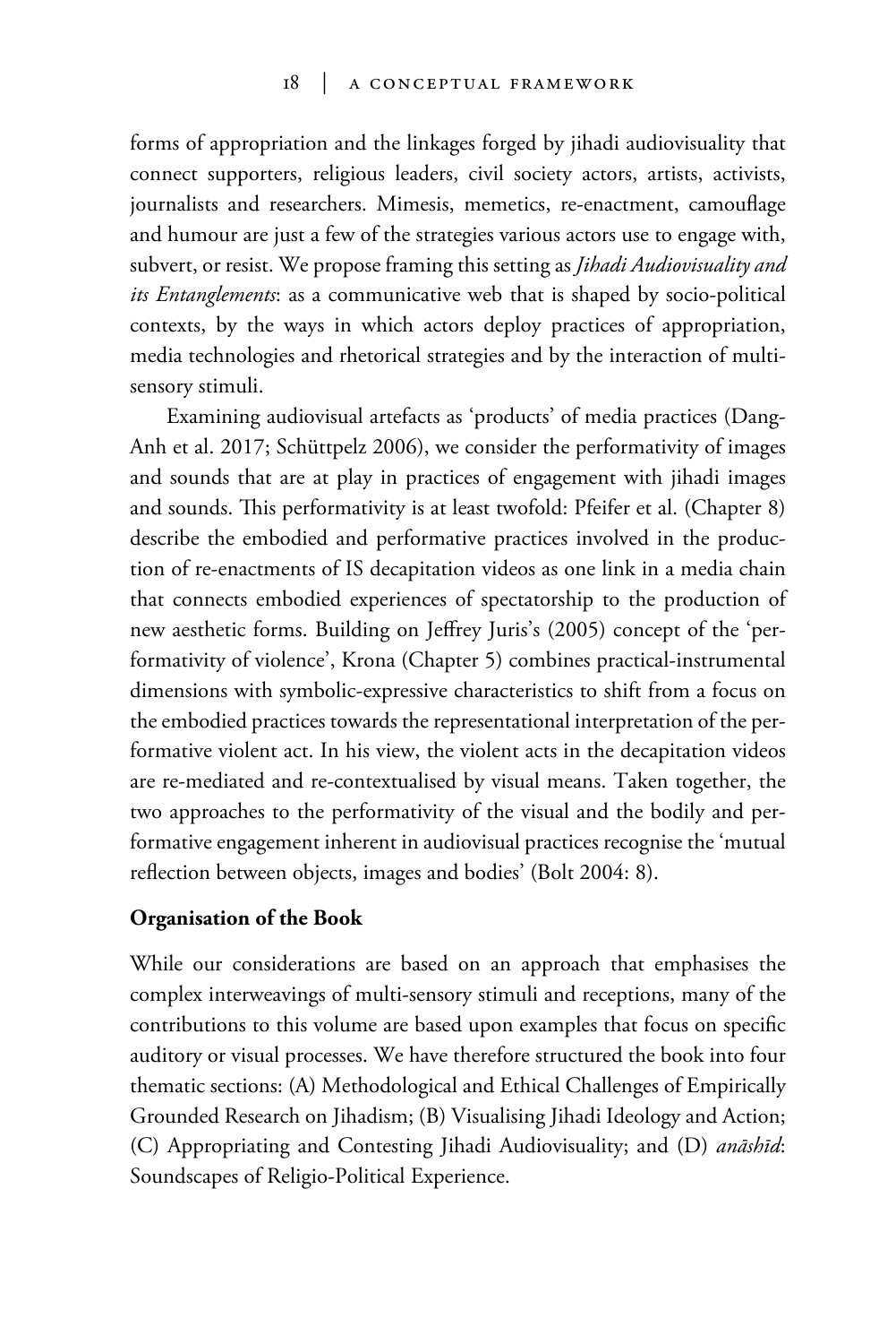forms of appropriation and the linkages forged by jihadi audiovisuality that connect supporters, religious leaders, civil society actors, artists, activists, journalists and researchers. Mimesis, memetics, re-enactment, camouflage and humour are just a few of the strategies various actors use to engage with, subvert, or resist. We propose framing this setting as *Jihadi Audiovisuality and its Entanglements*: as a communicative web that is shaped by socio-political contexts, by the ways in which actors deploy practices of appropriation, media technologies and rhetorical strategies and by the interaction of multi-sensory stimuli.

Examining audiovisual artefacts as 'products' of media practices (Dang-Anh et al. 2017; Schüttpelz 2006), we consider the performativity of images and sounds that are at play in practices of engagement with jihadi images and sounds. This performativity is at least twofold: Pfeifer et al. (Chapter 8) describe the embodied and performative practices involved in the production of re-enactments of IS decapitation videos as one link in a media chain that connects embodied experiences of spectatorship to the production of new aesthetic forms. Building on Jeffrey Juris's (2005) concept of the 'performativity of violence', Krona (Chapter 5) combines practical-instrumental dimensions with symbolic-expressive characteristics to shift from a focus on the embodied practices towards the representational interpretation of the performative violent act. In his view, the violent acts in the decapitation videos are re-mediated and re-contextualised by visual means. Taken together, the two approaches to the performativity of the visual and the bodily and performative engagement inherent in audiovisual practices recognise the 'mutual reflection between objects, images and bodies' (Bolt 2004: 8).

## Organisation of the Book

While our considerations are based on an approach that emphasises the complex interweavings of multi-sensory stimuli and receptions, many of the contributions to this volume are based upon examples that focus on specific auditory or visual processes. We have therefore structured the book into four thematic sections: (A) Methodological and Ethical Challenges of Empirically Grounded Research on Jihadism; (B) Visualising Jihadi Ideology and Action; (C) Appropriating and Contesting Jihadi Audiovisuality; and (D) *anāshīd*: Soundscapes of Religio-Political Experience.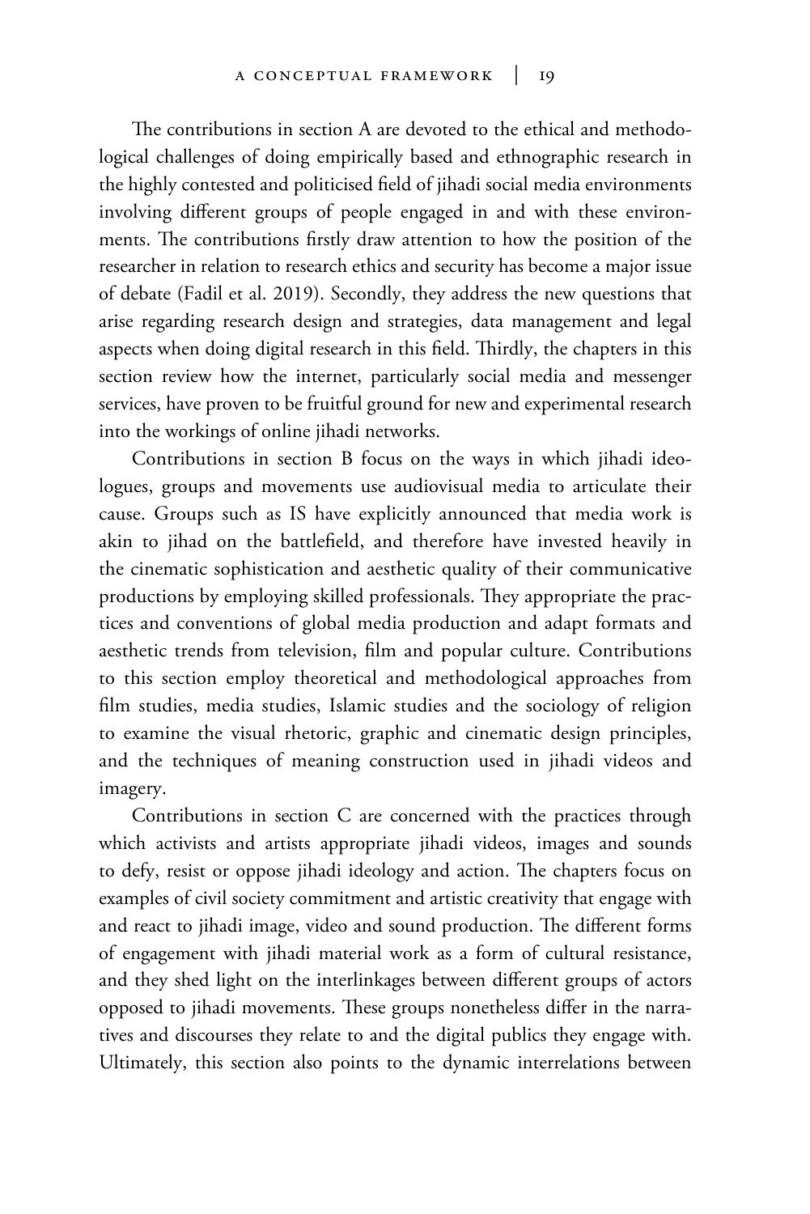The contributions in section A are devoted to the ethical and methodological challenges of doing empirically based and ethnographic research in the highly contested and politicised field of jihadi social media environments involving different groups of people engaged in and with these environments. The contributions firstly draw attention to how the position of the researcher in relation to research ethics and security has become a major issue of debate (Fadil et al. 2019). Secondly, they address the new questions that arise regarding research design and strategies, data management and legal aspects when doing digital research in this field. Thirdly, the chapters in this section review how the internet, particularly social media and messenger services, have proven to be fruitful ground for new and experimental research into the workings of online jihadi networks.

Contributions in section B focus on the ways in which jihadi ideologues, groups and movements use audiovisual media to articulate their cause. Groups such as IS have explicitly announced that media work is akin to jihad on the battlefield, and therefore have invested heavily in the cinematic sophistication and aesthetic quality of their communicative productions by employing skilled professionals. They appropriate the practices and conventions of global media production and adapt formats and aesthetic trends from television, film and popular culture. Contributions to this section employ theoretical and methodological approaches from film studies, media studies, Islamic studies and the sociology of religion to examine the visual rhetoric, graphic and cinematic design principles, and the techniques of meaning construction used in jihadi videos and imagery.

Contributions in section C are concerned with the practices through which activists and artists appropriate jihadi videos, images and sounds to defy, resist or oppose jihadi ideology and action. The chapters focus on examples of civil society commitment and artistic creativity that engage with and react to jihadi image, video and sound production. The different forms of engagement with jihadi material work as a form of cultural resistance, and they shed light on the interlinkages between different groups of actors opposed to jihadi movements. These groups nonetheless differ in the narratives and discourses they relate to and the digital publics they engage with. Ultimately, this section also points to the dynamic interrelations between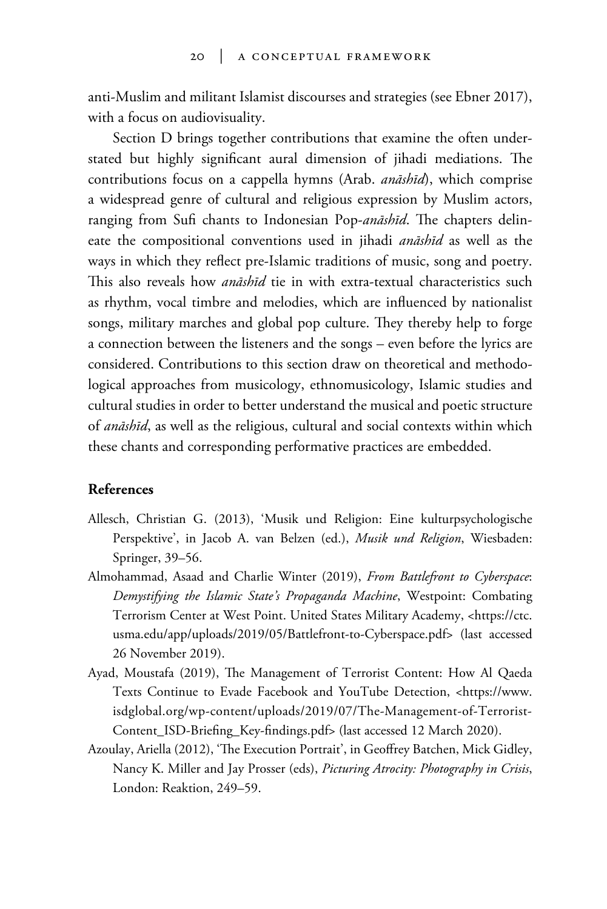anti-Muslim and militant Islamist discourses and strategies (see Ebner 2017), with a focus on audiovisuality.

Section D brings together contributions that examine the often understated but highly significant aural dimension of jihadi mediations. The contributions focus on a cappella hymns (Arab. *anāshīd*), which comprise a widespread genre of cultural and religious expression by Muslim actors, ranging from Sufi chants to Indonesian Pop-*anāshīd*. The chapters delineate the compositional conventions used in jihadi *anāshīd* as well as the ways in which they reflect pre-Islamic traditions of music, song and poetry. This also reveals how *anāshīd* tie in with extra-textual characteristics such as rhythm, vocal timbre and melodies, which are influenced by nationalist songs, military marches and global pop culture. They thereby help to forge a connection between the listeners and the songs – even before the lyrics are considered. Contributions to this section draw on theoretical and methodological approaches from musicology, ethnomusicology, Islamic studies and cultural studies in order to better understand the musical and poetic structure of *anāshīd*, as well as the religious, cultural and social contexts within which these chants and corresponding performative practices are embedded.

## References

Allesch, Christian G. (2013), 'Musik und Religion: Eine kulturpsychologische Perspektive', in Jacob A. van Belzen (ed.), *Musik und Religion*, Wiesbaden: Springer, 39–56.

Almohammad, Asaad and Charlie Winter (2019), *From Battlefront to Cyberspace: Demystifying the Islamic State's Propaganda Machine*, Westpoint: Combating Terrorism Center at West Point. United States Military Academy, <https://ctc.usma.edu/app/uploads/2019/05/Battlefront-to-Cyberspace.pdf> (last accessed 26 November 2019).

Ayad, Moustafa (2019), The Management of Terrorist Content: How Al Qaeda Texts Continue to Evade Facebook and YouTube Detection, <https://www.isdglobal.org/wp-content/uploads/2019/07/The-Management-of-Terrorist-Content_ISD-Briefing_Key-findings.pdf> (last accessed 12 March 2020).

Azoulay, Ariella (2012), 'The Execution Portrait', in Geoffrey Batchen, Mick Gidley, Nancy K. Miller and Jay Prosser (eds), *Picturing Atrocity: Photography in Crisis*, London: Reaktion, 249–59.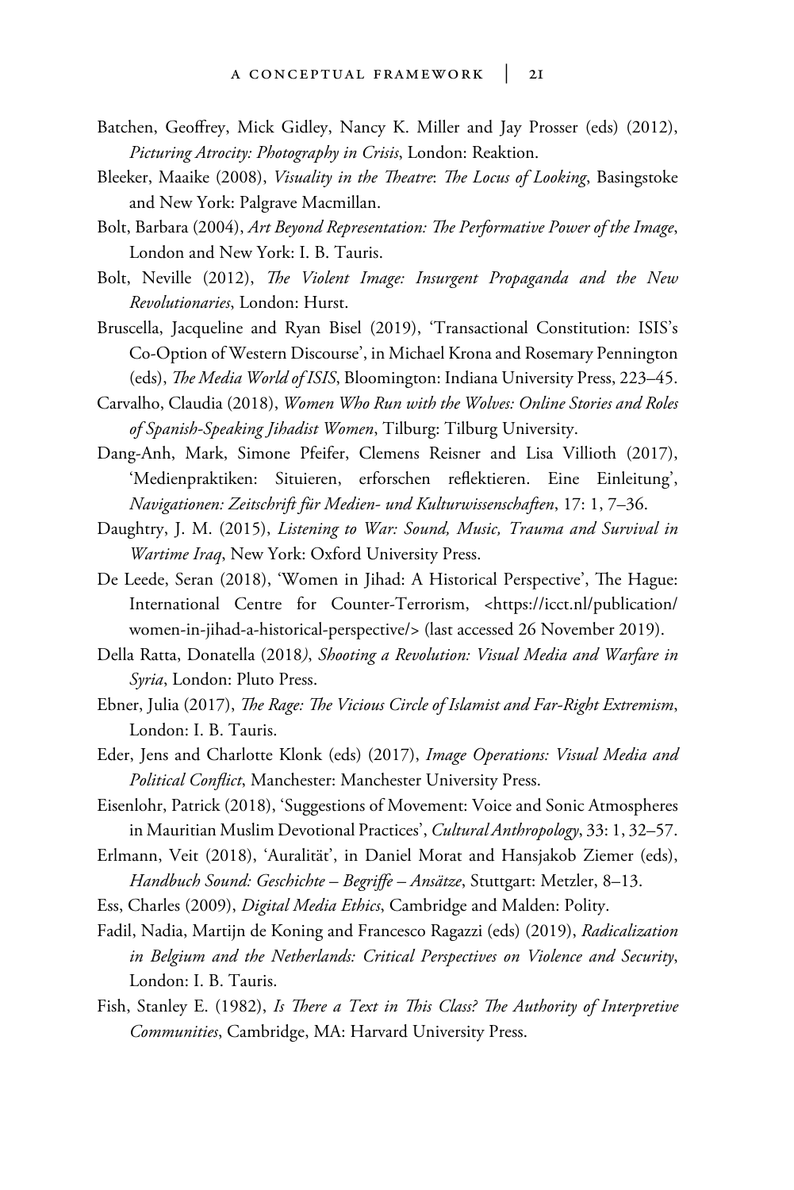Batchen, Geoffrey, Mick Gidley, Nancy K. Miller and Jay Prosser (eds) (2012), *Picturing Atrocity: Photography in Crisis*, London: Reaktion.

Bleeker, Maaike (2008), *Visuality in the Theatre*: *The Locus of Looking*, Basingstoke and New York: Palgrave Macmillan.

Bolt, Barbara (2004), *Art Beyond Representation: The Performative Power of the Image*, London and New York: I. B. Tauris.

Bolt, Neville (2012), *The Violent Image: Insurgent Propaganda and the New Revolutionaries*, London: Hurst.

Bruscella, Jacqueline and Ryan Bisel (2019), 'Transactional Constitution: ISIS's Co-Option of Western Discourse', in Michael Krona and Rosemary Pennington (eds), *The Media World of ISIS*, Bloomington: Indiana University Press, 223–45.

Carvalho, Claudia (2018), *Women Who Run with the Wolves: Online Stories and Roles of Spanish-Speaking Jihadist Women*, Tilburg: Tilburg University.

Dang-Anh, Mark, Simone Pfeifer, Clemens Reisner and Lisa Villioth (2017), 'Medienpraktiken: Situieren, erforschen reflektieren. Eine Einleitung', *Navigationen: Zeitschrift für Medien- und Kulturwissenschaften*, 17: 1, 7–36.

Daughtry, J. M. (2015), *Listening to War: Sound, Music, Trauma and Survival in Wartime Iraq*, New York: Oxford University Press.

De Leede, Seran (2018), 'Women in Jihad: A Historical Perspective', The Hague: International Centre for Counter-Terrorism, <https://icct.nl/publication/women-in-jihad-a-historical-perspective/> (last accessed 26 November 2019).

Della Ratta, Donatella (2018), *Shooting a Revolution: Visual Media and Warfare in Syria*, London: Pluto Press.

Ebner, Julia (2017), *The Rage: The Vicious Circle of Islamist and Far-Right Extremism*, London: I. B. Tauris.

Eder, Jens and Charlotte Klonk (eds) (2017), *Image Operations: Visual Media and Political Conflict*, Manchester: Manchester University Press.

Eisenlohr, Patrick (2018), 'Suggestions of Movement: Voice and Sonic Atmospheres in Mauritian Muslim Devotional Practices', *Cultural Anthropology*, 33: 1, 32–57.

Erlmann, Veit (2018), 'Auralität', in Daniel Morat and Hansjakob Ziemer (eds), *Handbuch Sound: Geschichte – Begriffe – Ansätze*, Stuttgart: Metzler, 8–13.

Ess, Charles (2009), *Digital Media Ethics*, Cambridge and Malden: Polity.

Fadil, Nadia, Martijn de Koning and Francesco Ragazzi (eds) (2019), *Radicalization in Belgium and the Netherlands: Critical Perspectives on Violence and Security*, London: I. B. Tauris.

Fish, Stanley E. (1982), *Is There a Text in This Class? The Authority of Interpretive Communities*, Cambridge, MA: Harvard University Press.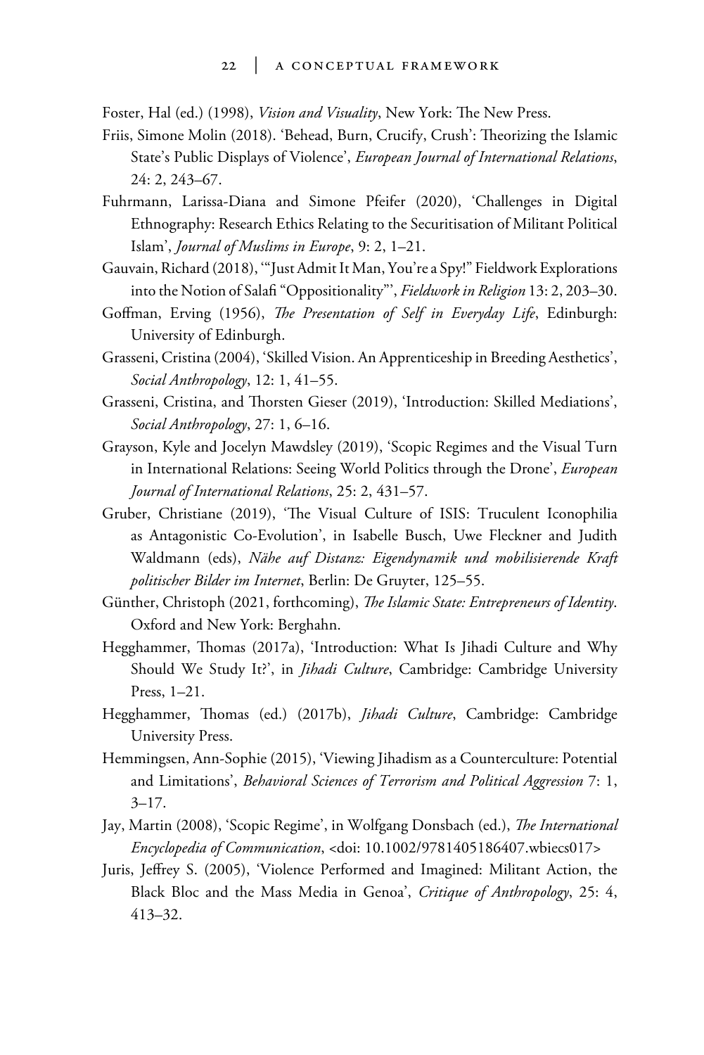Foster, Hal (ed.) (1998), *Vision and Visuality*, New York: The New Press.

Friis, Simone Molin (2018). 'Behead, Burn, Crucify, Crush': Theorizing the Islamic State's Public Displays of Violence', *European Journal of International Relations*, 24: 2, 243–67.

Fuhrmann, Larissa-Diana and Simone Pfeifer (2020), 'Challenges in Digital Ethnography: Research Ethics Relating to the Securitisation of Militant Political Islam', *Journal of Muslims in Europe*, 9: 2, 1–21.

Gauvain, Richard (2018), '"Just Admit It Man, You're a Spy!" Fieldwork Explorations into the Notion of Salafi "Oppositionality"', *Fieldwork in Religion* 13: 2, 203–30.

Goffman, Erving (1956), *The Presentation of Self in Everyday Life*, Edinburgh: University of Edinburgh.

Grasseni, Cristina (2004), 'Skilled Vision. An Apprenticeship in Breeding Aesthetics', *Social Anthropology*, 12: 1, 41–55.

Grasseni, Cristina, and Thorsten Gieser (2019), 'Introduction: Skilled Mediations', *Social Anthropology*, 27: 1, 6–16.

Grayson, Kyle and Jocelyn Mawdsley (2019), 'Scopic Regimes and the Visual Turn in International Relations: Seeing World Politics through the Drone', *European Journal of International Relations*, 25: 2, 431–57.

Gruber, Christiane (2019), 'The Visual Culture of ISIS: Truculent Iconophilia as Antagonistic Co-Evolution', in Isabelle Busch, Uwe Fleckner and Judith Waldmann (eds), *Nähe auf Distanz: Eigendynamik und mobilisierende Kraft politischer Bilder im Internet*, Berlin: De Gruyter, 125–55.

Günther, Christoph (2021, forthcoming), *The Islamic State: Entrepreneurs of Identity*. Oxford and New York: Berghahn.

Hegghammer, Thomas (2017a), 'Introduction: What Is Jihadi Culture and Why Should We Study It?', in *Jihadi Culture*, Cambridge: Cambridge University Press, 1–21.

Hegghammer, Thomas (ed.) (2017b), *Jihadi Culture*, Cambridge: Cambridge University Press.

Hemmingsen, Ann-Sophie (2015), 'Viewing Jihadism as a Counterculture: Potential and Limitations', *Behavioral Sciences of Terrorism and Political Aggression* 7: 1, 3–17.

Jay, Martin (2008), 'Scopic Regime', in Wolfgang Donsbach (ed.), *The International Encyclopedia of Communication*, <doi: 10.1002/9781405186407.wbiecs017>

Juris, Jeffrey S. (2005), 'Violence Performed and Imagined: Militant Action, the Black Bloc and the Mass Media in Genoa', *Critique of Anthropology*, 25: 4, 413–32.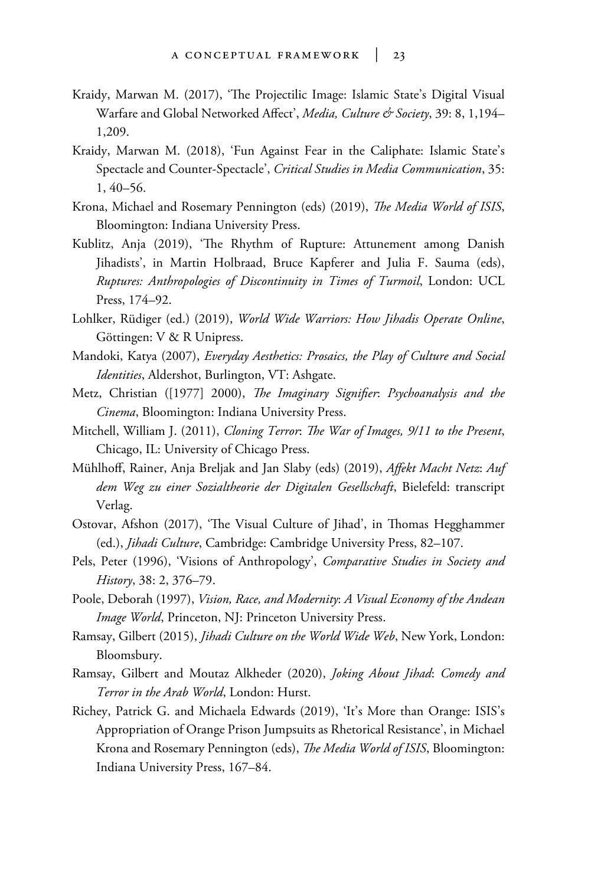Kraidy, Marwan M. (2017), 'The Projectilic Image: Islamic State's Digital Visual Warfare and Global Networked Affect', *Media, Culture & Society*, 39: 8, 1,194–1,209.

Kraidy, Marwan M. (2018), 'Fun Against Fear in the Caliphate: Islamic State's Spectacle and Counter-Spectacle', *Critical Studies in Media Communication*, 35: 1, 40–56.

Krona, Michael and Rosemary Pennington (eds) (2019), *The Media World of ISIS*, Bloomington: Indiana University Press.

Kublitz, Anja (2019), 'The Rhythm of Rupture: Attunement among Danish Jihadists', in Martin Holbraad, Bruce Kapferer and Julia F. Sauma (eds), *Ruptures: Anthropologies of Discontinuity in Times of Turmoil*, London: UCL Press, 174–92.

Lohlker, Rüdiger (ed.) (2019), *World Wide Warriors: How Jihadis Operate Online*, Göttingen: V & R Unipress.

Mandoki, Katya (2007), *Everyday Aesthetics: Prosaics, the Play of Culture and Social Identities*, Aldershot, Burlington, VT: Ashgate.

Metz, Christian ([1977] 2000), *The Imaginary Signifier*: *Psychoanalysis and the Cinema*, Bloomington: Indiana University Press.

Mitchell, William J. (2011), *Cloning Terror*: *The War of Images, 9/11 to the Present*, Chicago, IL: University of Chicago Press.

Mühlhoff, Rainer, Anja Breljak and Jan Slaby (eds) (2019), *Affekt Macht Netz*: *Auf dem Weg zu einer Sozialtheorie der Digitalen Gesellschaft*, Bielefeld: transcript Verlag.

Ostovar, Afshon (2017), 'The Visual Culture of Jihad', in Thomas Hegghammer (ed.), *Jihadi Culture*, Cambridge: Cambridge University Press, 82–107.

Pels, Peter (1996), 'Visions of Anthropology', *Comparative Studies in Society and History*, 38: 2, 376–79.

Poole, Deborah (1997), *Vision, Race, and Modernity*: *A Visual Economy of the Andean Image World*, Princeton, NJ: Princeton University Press.

Ramsay, Gilbert (2015), *Jihadi Culture on the World Wide Web*, New York, London: Bloomsbury.

Ramsay, Gilbert and Moutaz Alkheder (2020), *Joking About Jihad*: *Comedy and Terror in the Arab World*, London: Hurst.

Richey, Patrick G. and Michaela Edwards (2019), 'It's More than Orange: ISIS's Appropriation of Orange Prison Jumpsuits as Rhetorical Resistance', in Michael Krona and Rosemary Pennington (eds), *The Media World of ISIS*, Bloomington: Indiana University Press, 167–84.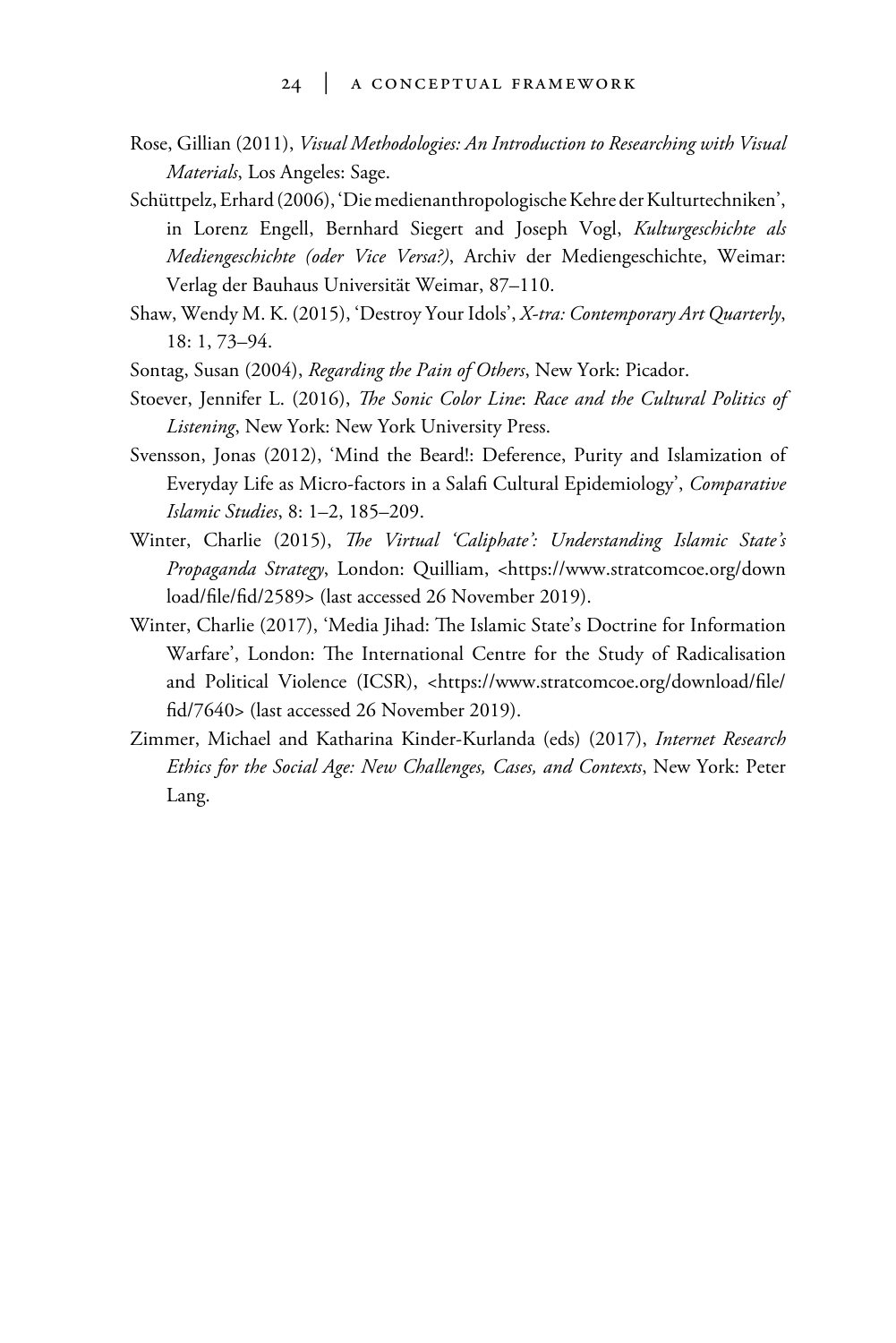Rose, Gillian (2011), *Visual Methodologies: An Introduction to Researching with Visual Materials*, Los Angeles: Sage.

Schüttpelz, Erhard (2006), 'Die medienanthropologische Kehre der Kulturtechniken', in Lorenz Engell, Bernhard Siegert and Joseph Vogl, *Kulturgeschichte als Mediengeschichte (oder Vice Versa?)*, Archiv der Mediengeschichte, Weimar: Verlag der Bauhaus Universität Weimar, 87–110.

Shaw, Wendy M. K. (2015), 'Destroy Your Idols', *X-tra: Contemporary Art Quarterly*, 18: 1, 73–94.

Sontag, Susan (2004), *Regarding the Pain of Others*, New York: Picador.

Stoever, Jennifer L. (2016), *The Sonic Color Line: Race and the Cultural Politics of Listening*, New York: New York University Press.

Svensson, Jonas (2012), 'Mind the Beard!: Deference, Purity and Islamization of Everyday Life as Micro-factors in a Salafi Cultural Epidemiology', *Comparative Islamic Studies*, 8: 1–2, 185–209.

Winter, Charlie (2015), *The Virtual 'Caliphate': Understanding Islamic State's Propaganda Strategy*, London: Quilliam, <https://www.stratcomcoe.org/download/file/fid/2589> (last accessed 26 November 2019).

Winter, Charlie (2017), 'Media Jihad: The Islamic State's Doctrine for Information Warfare', London: The International Centre for the Study of Radicalisation and Political Violence (ICSR), <https://www.stratcomcoe.org/download/file/fid/7640> (last accessed 26 November 2019).

Zimmer, Michael and Katharina Kinder-Kurlanda (eds) (2017), *Internet Research Ethics for the Social Age: New Challenges, Cases, and Contexts*, New York: Peter Lang.